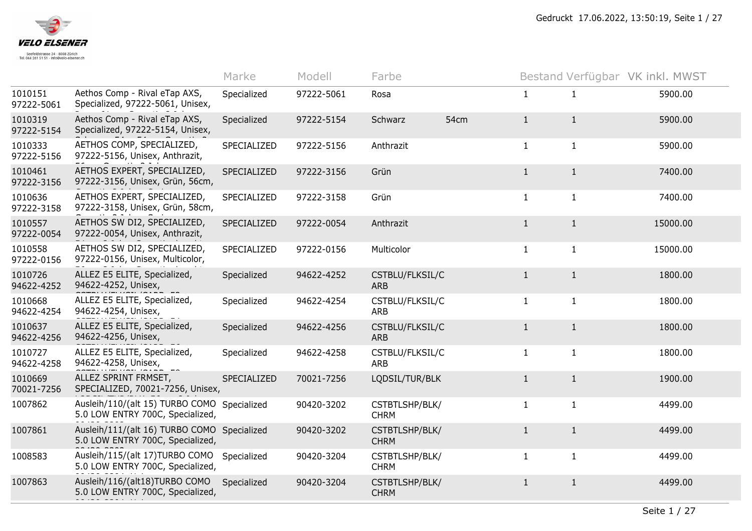VELO ELSENER

Seefeldstrasse 24 · 8008 Zürich
Tel. 044 261 51 51 · info@velo-elsener.ch

Gedruckt 17.06.2022, 13:50:19, Seite 1 / 27

| | | Marke | Modell | Farbe | | Bestand | Verfügbar | VK inkl. MWST |
|---|---|---|---|---|---|---|---|---|
| 1010151 97222-5061 | Aethos Comp - Rival eTap AXS, Specialized, 97222-5061, Unisex, | Specialized | 97222-5061 | Rosa | | 1 | 1 | 5900.00 |
| 1010319 97222-5154 | Aethos Comp - Rival eTap AXS, Specialized, 97222-5154, Unisex, | Specialized | 97222-5154 | Schwarz | 54cm | 1 | 1 | 5900.00 |
| 1010333 97222-5156 | AETHOS COMP, SPECIALIZED, 97222-5156, Unisex, Anthrazit, | SPECIALIZED | 97222-5156 | Anthrazit | | 1 | 1 | 5900.00 |
| 1010461 97222-3156 | AETHOS EXPERT, SPECIALIZED, 97222-3156, Unisex, Grün, 56cm, | SPECIALIZED | 97222-3156 | Grün | | 1 | 1 | 7400.00 |
| 1010636 97222-3158 | AETHOS EXPERT, SPECIALIZED, 97222-3158, Unisex, Grün, 58cm, | SPECIALIZED | 97222-3158 | Grün | | 1 | 1 | 7400.00 |
| 1010557 97222-0054 | AETHOS SW DI2, SPECIALIZED, 97222-0054, Unisex, Anthrazit, | SPECIALIZED | 97222-0054 | Anthrazit | | 1 | 1 | 15000.00 |
| 1010558 97222-0156 | AETHOS SW DI2, SPECIALIZED, 97222-0156, Unisex, Multicolor, | SPECIALIZED | 97222-0156 | Multicolor | | 1 | 1 | 15000.00 |
| 1010726 94622-4252 | ALLEZ E5 ELITE, Specialized, 94622-4252, Unisex, | Specialized | 94622-4252 | CSTBLU/FLKSIL/CARB | | 1 | 1 | 1800.00 |
| 1010668 94622-4254 | ALLEZ E5 ELITE, Specialized, 94622-4254, Unisex, | Specialized | 94622-4254 | CSTBLU/FLKSIL/CARB | | 1 | 1 | 1800.00 |
| 1010637 94622-4256 | ALLEZ E5 ELITE, Specialized, 94622-4256, Unisex, | Specialized | 94622-4256 | CSTBLU/FLKSIL/CARB | | 1 | 1 | 1800.00 |
| 1010727 94622-4258 | ALLEZ E5 ELITE, Specialized, 94622-4258, Unisex, | Specialized | 94622-4258 | CSTBLU/FLKSIL/CARB | | 1 | 1 | 1800.00 |
| 1010669 70021-7256 | ALLEZ SPRINT FRMSET, SPECIALIZED, 70021-7256, Unisex, | SPECIALIZED | 70021-7256 | LQDSIL/TUR/BLK | | 1 | 1 | 1900.00 |
| 1007862 | Ausleih/110/(alt 15) TURBO COMO 5.0 LOW ENTRY 700C, Specialized, | Specialized | 90420-3202 | CSTBTLSHP/BLK/CHRM | | 1 | 1 | 4499.00 |
| 1007861 | Ausleih/111/(alt 16) TURBO COMO 5.0 LOW ENTRY 700C, Specialized, | Specialized | 90420-3202 | CSTBTLSHP/BLK/CHRM | | 1 | 1 | 4499.00 |
| 1008583 | Ausleih/115/(alt 17)TURBO COMO 5.0 LOW ENTRY 700C, Specialized, | Specialized | 90420-3204 | CSTBTLSHP/BLK/CHRM | | 1 | 1 | 4499.00 |
| 1007863 | Ausleih/116/(alt18)TURBO COMO 5.0 LOW ENTRY 700C, Specialized, | Specialized | 90420-3204 | CSTBTLSHP/BLK/CHRM | | 1 | 1 | 4499.00 |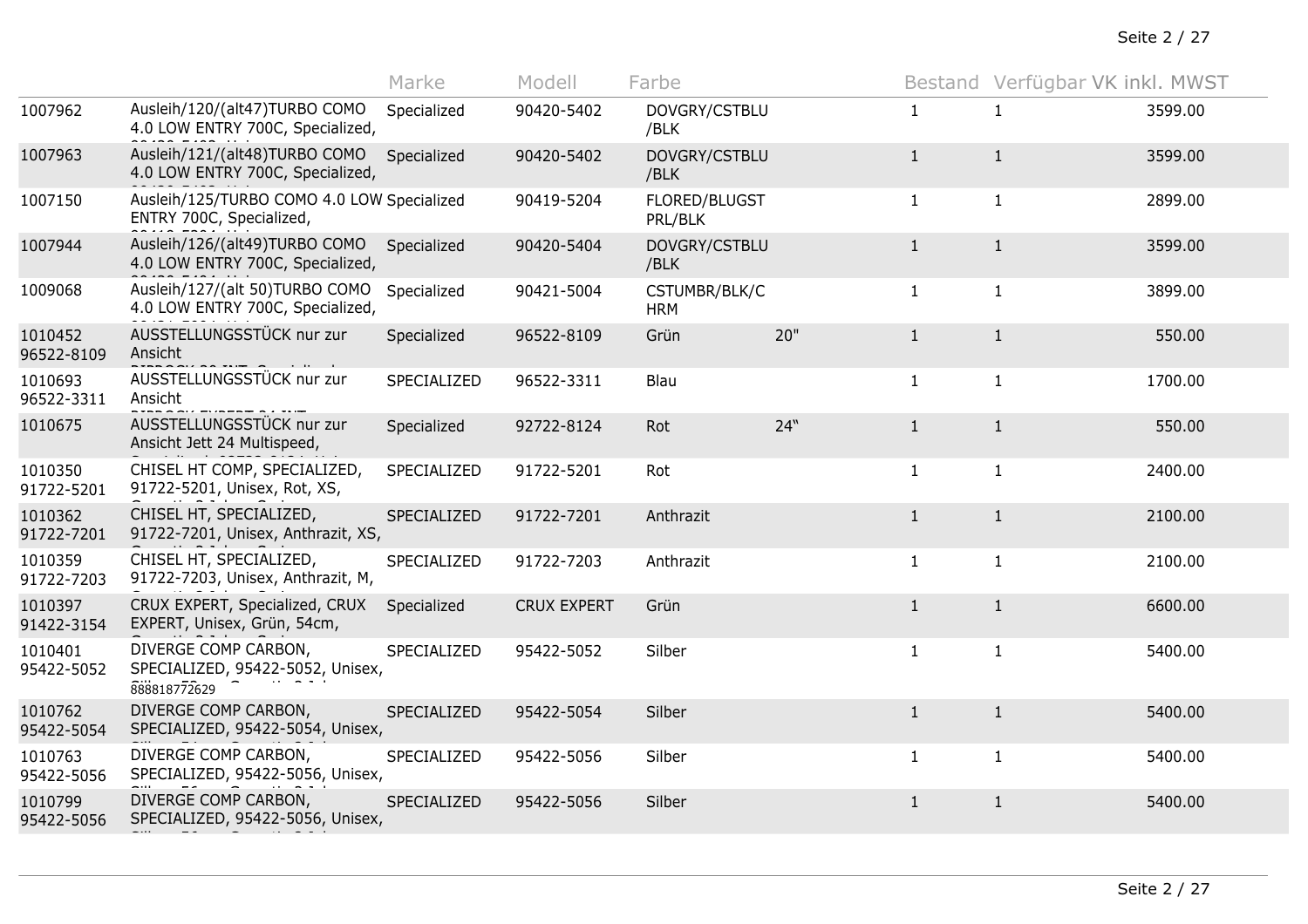| | | Marke | Modell | Farbe | | Bestand | Verfügbar | VK inkl. MWST |
|---|---|---|---|---|---|---|---|---|
| 1007962 | Ausleih/120/(alt47)TURBO COMO 4.0 LOW ENTRY 700C, Specialized, | Specialized | 90420-5402 | DOVGRY/CSTBLU /BLK | | 1 | 1 | 3599.00 |
| 1007963 | Ausleih/121/(alt48)TURBO COMO 4.0 LOW ENTRY 700C, Specialized, | Specialized | 90420-5402 | DOVGRY/CSTBLU /BLK | | 1 | 1 | 3599.00 |
| 1007150 | Ausleih/125/TURBO COMO 4.0 LOW ENTRY 700C, Specialized, | Specialized | 90419-5204 | FLORED/BLUGST PRL/BLK | | 1 | 1 | 2899.00 |
| 1007944 | Ausleih/126/(alt49)TURBO COMO 4.0 LOW ENTRY 700C, Specialized, | Specialized | 90420-5404 | DOVGRY/CSTBLU /BLK | | 1 | 1 | 3599.00 |
| 1009068 | Ausleih/127/(alt 50)TURBO COMO 4.0 LOW ENTRY 700C, Specialized, | Specialized | 90421-5004 | CSTUMBR/BLK/C HRM | | 1 | 1 | 3899.00 |
| 1010452 96522-8109 | AUSSTELLUNGSSTÜCK nur zur Ansicht | Specialized | 96522-8109 | Grün | 20" | 1 | 1 | 550.00 |
| 1010693 96522-3311 | AUSSTELLUNGSSTÜCK nur zur Ansicht | SPECIALIZED | 96522-3311 | Blau | | 1 | 1 | 1700.00 |
| 1010675 | AUSSTELLUNGSSTÜCK nur zur Ansicht Jett 24 Multispeed, | Specialized | 92722-8124 | Rot | 24" | 1 | 1 | 550.00 |
| 1010350 91722-5201 | CHISEL HT COMP, SPECIALIZED, 91722-5201, Unisex, Rot, XS, | SPECIALIZED | 91722-5201 | Rot | | 1 | 1 | 2400.00 |
| 1010362 91722-7201 | CHISEL HT, SPECIALIZED, 91722-7201, Unisex, Anthrazit, XS, | SPECIALIZED | 91722-7201 | Anthrazit | | 1 | 1 | 2100.00 |
| 1010359 91722-7203 | CHISEL HT, SPECIALIZED, 91722-7203, Unisex, Anthrazit, M, | SPECIALIZED | 91722-7203 | Anthrazit | | 1 | 1 | 2100.00 |
| 1010397 91422-3154 | CRUX EXPERT, Specialized, CRUX EXPERT, Unisex, Grün, 54cm, | Specialized | CRUX EXPERT | Grün | | 1 | 1 | 6600.00 |
| 1010401 95422-5052 | DIVERGE COMP CARBON, SPECIALIZED, 95422-5052, Unisex, 888818772629 | SPECIALIZED | 95422-5052 | Silber | | 1 | 1 | 5400.00 |
| 1010762 95422-5054 | DIVERGE COMP CARBON, SPECIALIZED, 95422-5054, Unisex, | SPECIALIZED | 95422-5054 | Silber | | 1 | 1 | 5400.00 |
| 1010763 95422-5056 | DIVERGE COMP CARBON, SPECIALIZED, 95422-5056, Unisex, | SPECIALIZED | 95422-5056 | Silber | | 1 | 1 | 5400.00 |
| 1010799 95422-5056 | DIVERGE COMP CARBON, SPECIALIZED, 95422-5056, Unisex, | SPECIALIZED | 95422-5056 | Silber | | 1 | 1 | 5400.00 |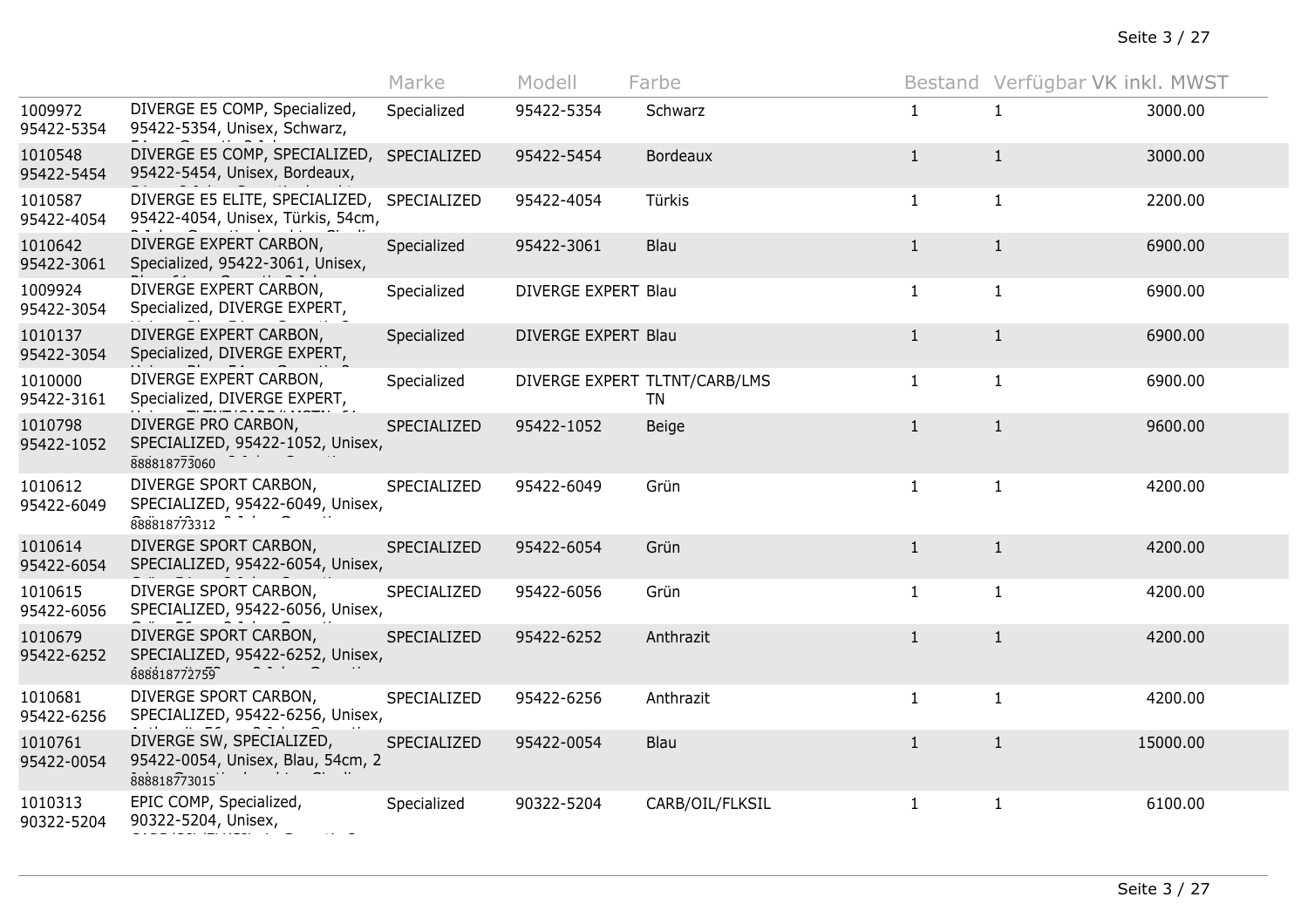| | | Marke | Modell | Farbe | Bestand | Verfügbar | VK inkl. MWST |
|---|---|---|---|---|---|---|---|
| 1009972 95422-5354 | DIVERGE E5 COMP, Specialized, 95422-5354, Unisex, Schwarz, | Specialized | 95422-5354 | Schwarz | 1 | 1 | 3000.00 |
| 1010548 95422-5454 | DIVERGE E5 COMP, SPECIALIZED, 95422-5454, Unisex, Bordeaux, | SPECIALIZED | 95422-5454 | Bordeaux | 1 | 1 | 3000.00 |
| 1010587 95422-4054 | DIVERGE E5 ELITE, SPECIALIZED, 95422-4054, Unisex, Türkis, 54cm, | SPECIALIZED | 95422-4054 | Türkis | 1 | 1 | 2200.00 |
| 1010642 95422-3061 | DIVERGE EXPERT CARBON, Specialized, 95422-3061, Unisex, | Specialized | 95422-3061 | Blau | 1 | 1 | 6900.00 |
| 1009924 95422-3054 | DIVERGE EXPERT CARBON, Specialized, DIVERGE EXPERT, | Specialized | DIVERGE EXPERT | Blau | 1 | 1 | 6900.00 |
| 1010137 95422-3054 | DIVERGE EXPERT CARBON, Specialized, DIVERGE EXPERT, | Specialized | DIVERGE EXPERT | Blau | 1 | 1 | 6900.00 |
| 1010000 95422-3161 | DIVERGE EXPERT CARBON, Specialized, DIVERGE EXPERT, | Specialized | DIVERGE EXPERT | TLTNT/CARB/LMS TN | 1 | 1 | 6900.00 |
| 1010798 95422-1052 | DIVERGE PRO CARBON, SPECIALIZED, 95422-1052, Unisex, 888818773060 | SPECIALIZED | 95422-1052 | Beige | 1 | 1 | 9600.00 |
| 1010612 95422-6049 | DIVERGE SPORT CARBON, SPECIALIZED, 95422-6049, Unisex, 888818773312 | SPECIALIZED | 95422-6049 | Grün | 1 | 1 | 4200.00 |
| 1010614 95422-6054 | DIVERGE SPORT CARBON, SPECIALIZED, 95422-6054, Unisex, | SPECIALIZED | 95422-6054 | Grün | 1 | 1 | 4200.00 |
| 1010615 95422-6056 | DIVERGE SPORT CARBON, SPECIALIZED, 95422-6056, Unisex, | SPECIALIZED | 95422-6056 | Grün | 1 | 1 | 4200.00 |
| 1010679 95422-6252 | DIVERGE SPORT CARBON, SPECIALIZED, 95422-6252, Unisex, 888818772759 | SPECIALIZED | 95422-6252 | Anthrazit | 1 | 1 | 4200.00 |
| 1010681 95422-6256 | DIVERGE SPORT CARBON, SPECIALIZED, 95422-6256, Unisex, | SPECIALIZED | 95422-6256 | Anthrazit | 1 | 1 | 4200.00 |
| 1010761 95422-0054 | DIVERGE SW, SPECIALIZED, 95422-0054, Unisex, Blau, 54cm, 2 888818773015 | SPECIALIZED | 95422-0054 | Blau | 1 | 1 | 15000.00 |
| 1010313 90322-5204 | EPIC COMP, Specialized, 90322-5204, Unisex, | Specialized | 90322-5204 | CARB/OIL/FLKSIL | 1 | 1 | 6100.00 |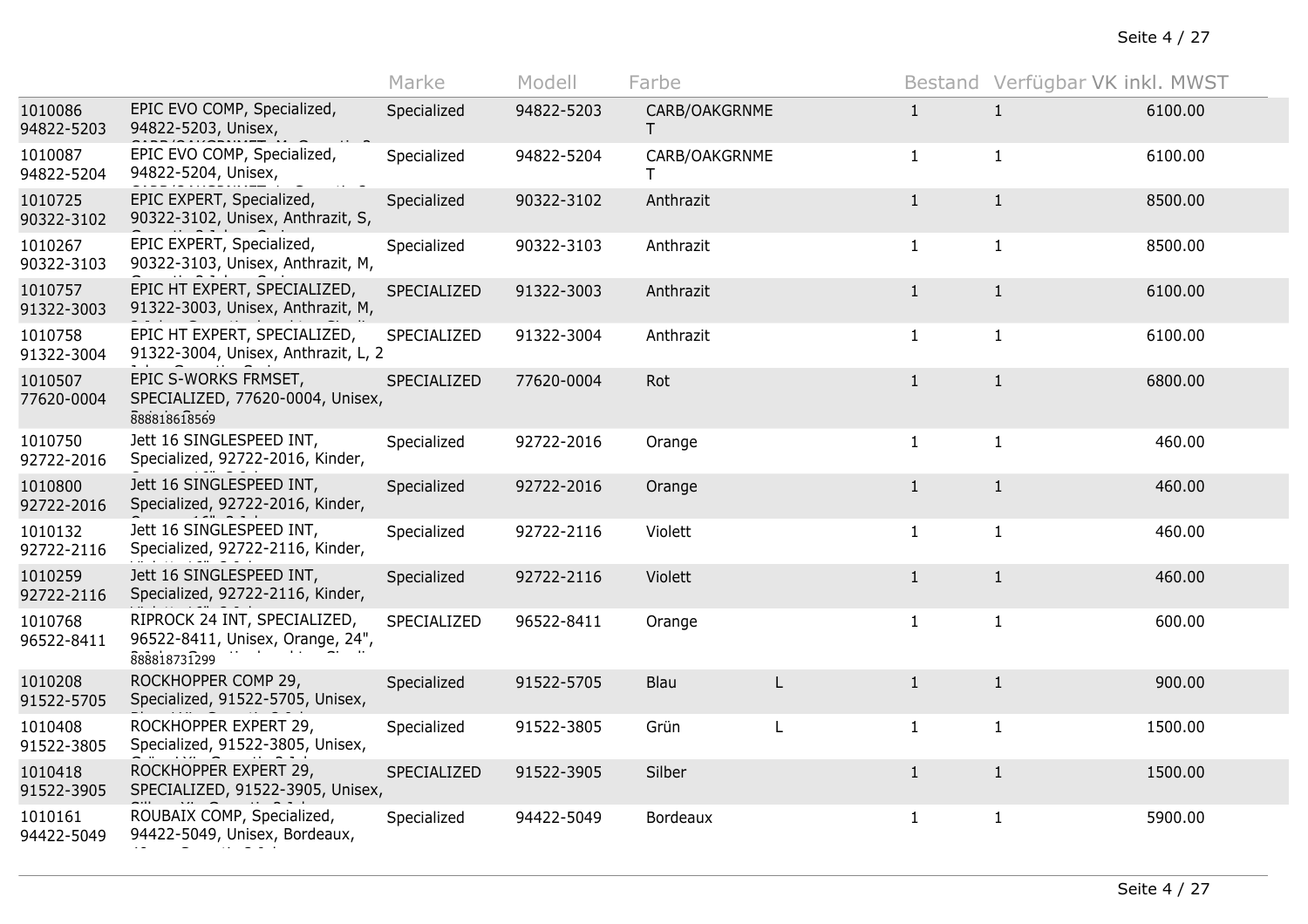| | | Marke | Modell | Farbe | | Bestand | Verfügbar | VK inkl. MWST |
|---|---|---|---|---|---|---|---|---|
| 1010086 94822-5203 | EPIC EVO COMP, Specialized, 94822-5203, Unisex, | Specialized | 94822-5203 | CARB/OAKGRNMET | | 1 | 1 | 6100.00 |
| 1010087 94822-5204 | EPIC EVO COMP, Specialized, 94822-5204, Unisex, | Specialized | 94822-5204 | CARB/OAKGRNMET | | 1 | 1 | 6100.00 |
| 1010725 90322-3102 | EPIC EXPERT, Specialized, 90322-3102, Unisex, Anthrazit, S, | Specialized | 90322-3102 | Anthrazit | | 1 | 1 | 8500.00 |
| 1010267 90322-3103 | EPIC EXPERT, Specialized, 90322-3103, Unisex, Anthrazit, M, | Specialized | 90322-3103 | Anthrazit | | 1 | 1 | 8500.00 |
| 1010757 91322-3003 | EPIC HT EXPERT, SPECIALIZED, 91322-3003, Unisex, Anthrazit, M, | SPECIALIZED | 91322-3003 | Anthrazit | | 1 | 1 | 6100.00 |
| 1010758 91322-3004 | EPIC HT EXPERT, SPECIALIZED, 91322-3004, Unisex, Anthrazit, L, 2 | SPECIALIZED | 91322-3004 | Anthrazit | | 1 | 1 | 6100.00 |
| 1010507 77620-0004 | EPIC S-WORKS FRMSET, SPECIALIZED, 77620-0004, Unisex, 888818618569 | SPECIALIZED | 77620-0004 | Rot | | 1 | 1 | 6800.00 |
| 1010750 92722-2016 | Jett 16 SINGLESPEED INT, Specialized, 92722-2016, Kinder, | Specialized | 92722-2016 | Orange | | 1 | 1 | 460.00 |
| 1010800 92722-2016 | Jett 16 SINGLESPEED INT, Specialized, 92722-2016, Kinder, | Specialized | 92722-2016 | Orange | | 1 | 1 | 460.00 |
| 1010132 92722-2116 | Jett 16 SINGLESPEED INT, Specialized, 92722-2116, Kinder, | Specialized | 92722-2116 | Violett | | 1 | 1 | 460.00 |
| 1010259 92722-2116 | Jett 16 SINGLESPEED INT, Specialized, 92722-2116, Kinder, | Specialized | 92722-2116 | Violett | | 1 | 1 | 460.00 |
| 1010768 96522-8411 | RIPROCK 24 INT, SPECIALIZED, 96522-8411, Unisex, Orange, 24", 888818731299 | SPECIALIZED | 96522-8411 | Orange | | 1 | 1 | 600.00 |
| 1010208 91522-5705 | ROCKHOPPER COMP 29, Specialized, 91522-5705, Unisex, | Specialized | 91522-5705 | Blau | L | 1 | 1 | 900.00 |
| 1010408 91522-3805 | ROCKHOPPER EXPERT 29, Specialized, 91522-3805, Unisex, | Specialized | 91522-3805 | Grün | L | 1 | 1 | 1500.00 |
| 1010418 91522-3905 | ROCKHOPPER EXPERT 29, SPECIALIZED, 91522-3905, Unisex, | SPECIALIZED | 91522-3905 | Silber | | 1 | 1 | 1500.00 |
| 1010161 94422-5049 | ROUBAIX COMP, Specialized, 94422-5049, Unisex, Bordeaux, | Specialized | 94422-5049 | Bordeaux | | 1 | 1 | 5900.00 |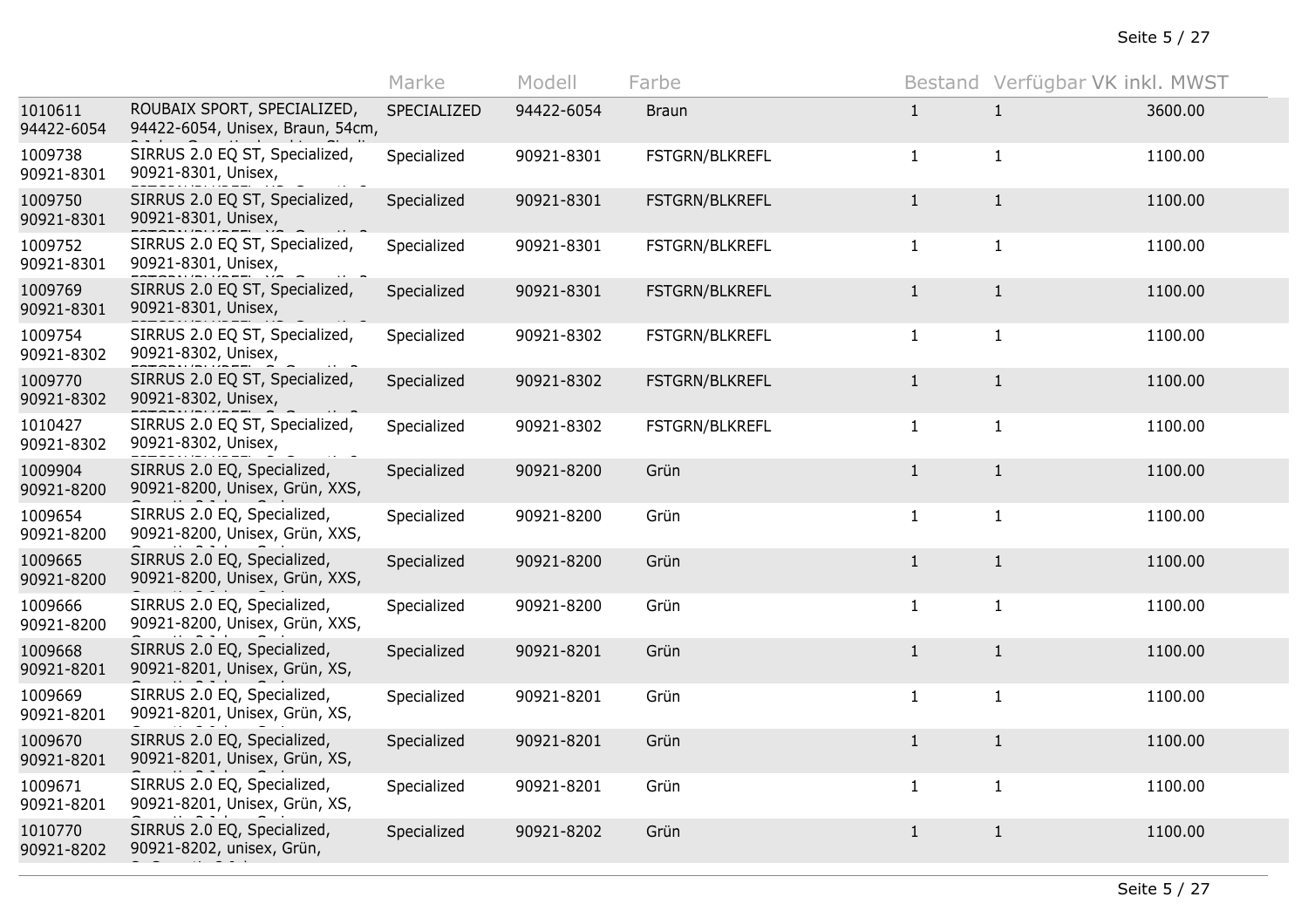| | | Marke | Modell | Farbe | Bestand | Verfügbar | VK inkl. MWST |
|---|---|---|---|---|---|---|---|
| 1010611 94422-6054 | ROUBAIX SPORT, SPECIALIZED, 94422-6054, Unisex, Braun, 54cm, | SPECIALIZED | 94422-6054 | Braun | 1 | 1 | 3600.00 |
| 1009738 90921-8301 | SIRRUS 2.0 EQ ST, Specialized, 90921-8301, Unisex, | Specialized | 90921-8301 | FSTGRN/BLKREFL | 1 | 1 | 1100.00 |
| 1009750 90921-8301 | SIRRUS 2.0 EQ ST, Specialized, 90921-8301, Unisex, | Specialized | 90921-8301 | FSTGRN/BLKREFL | 1 | 1 | 1100.00 |
| 1009752 90921-8301 | SIRRUS 2.0 EQ ST, Specialized, 90921-8301, Unisex, | Specialized | 90921-8301 | FSTGRN/BLKREFL | 1 | 1 | 1100.00 |
| 1009769 90921-8301 | SIRRUS 2.0 EQ ST, Specialized, 90921-8301, Unisex, | Specialized | 90921-8301 | FSTGRN/BLKREFL | 1 | 1 | 1100.00 |
| 1009754 90921-8302 | SIRRUS 2.0 EQ ST, Specialized, 90921-8302, Unisex, | Specialized | 90921-8302 | FSTGRN/BLKREFL | 1 | 1 | 1100.00 |
| 1009770 90921-8302 | SIRRUS 2.0 EQ ST, Specialized, 90921-8302, Unisex, | Specialized | 90921-8302 | FSTGRN/BLKREFL | 1 | 1 | 1100.00 |
| 1010427 90921-8302 | SIRRUS 2.0 EQ ST, Specialized, 90921-8302, Unisex, | Specialized | 90921-8302 | FSTGRN/BLKREFL | 1 | 1 | 1100.00 |
| 1009904 90921-8200 | SIRRUS 2.0 EQ, Specialized, 90921-8200, Unisex, Grün, XXS, | Specialized | 90921-8200 | Grün | 1 | 1 | 1100.00 |
| 1009654 90921-8200 | SIRRUS 2.0 EQ, Specialized, 90921-8200, Unisex, Grün, XXS, | Specialized | 90921-8200 | Grün | 1 | 1 | 1100.00 |
| 1009665 90921-8200 | SIRRUS 2.0 EQ, Specialized, 90921-8200, Unisex, Grün, XXS, | Specialized | 90921-8200 | Grün | 1 | 1 | 1100.00 |
| 1009666 90921-8200 | SIRRUS 2.0 EQ, Specialized, 90921-8200, Unisex, Grün, XXS, | Specialized | 90921-8200 | Grün | 1 | 1 | 1100.00 |
| 1009668 90921-8201 | SIRRUS 2.0 EQ, Specialized, 90921-8201, Unisex, Grün, XS, | Specialized | 90921-8201 | Grün | 1 | 1 | 1100.00 |
| 1009669 90921-8201 | SIRRUS 2.0 EQ, Specialized, 90921-8201, Unisex, Grün, XS, | Specialized | 90921-8201 | Grün | 1 | 1 | 1100.00 |
| 1009670 90921-8201 | SIRRUS 2.0 EQ, Specialized, 90921-8201, Unisex, Grün, XS, | Specialized | 90921-8201 | Grün | 1 | 1 | 1100.00 |
| 1009671 90921-8201 | SIRRUS 2.0 EQ, Specialized, 90921-8201, Unisex, Grün, XS, | Specialized | 90921-8201 | Grün | 1 | 1 | 1100.00 |
| 1010770 90921-8202 | SIRRUS 2.0 EQ, Specialized, 90921-8202, unisex, Grün, | Specialized | 90921-8202 | Grün | 1 | 1 | 1100.00 |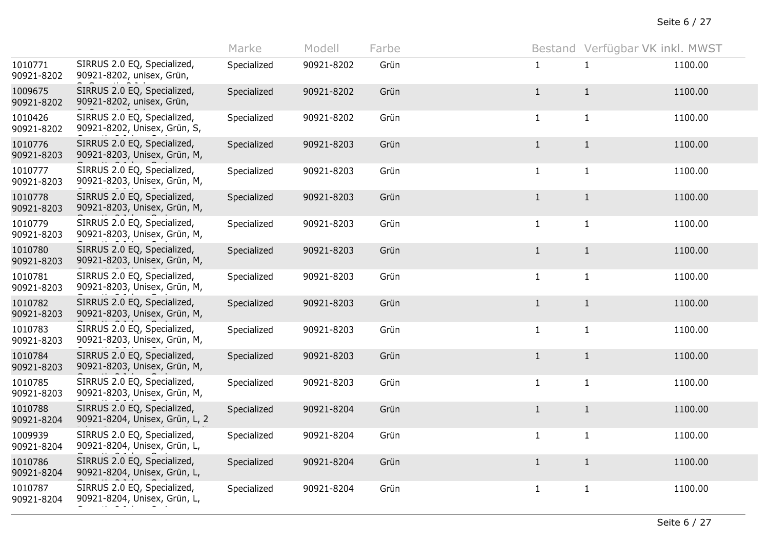| | | Marke | Modell | Farbe | Bestand | Verfügbar | VK inkl. MWST |
|---|---|---|---|---|---|---|---|
| 1010771 90921-8202 | SIRRUS 2.0 EQ, Specialized, 90921-8202, unisex, Grün, | Specialized | 90921-8202 | Grün | 1 | 1 | 1100.00 |
| 1009675 90921-8202 | SIRRUS 2.0 EQ, Specialized, 90921-8202, unisex, Grün, | Specialized | 90921-8202 | Grün | 1 | 1 | 1100.00 |
| 1010426 90921-8202 | SIRRUS 2.0 EQ, Specialized, 90921-8202, Unisex, Grün, S, | Specialized | 90921-8202 | Grün | 1 | 1 | 1100.00 |
| 1010776 90921-8203 | SIRRUS 2.0 EQ, Specialized, 90921-8203, Unisex, Grün, M, | Specialized | 90921-8203 | Grün | 1 | 1 | 1100.00 |
| 1010777 90921-8203 | SIRRUS 2.0 EQ, Specialized, 90921-8203, Unisex, Grün, M, | Specialized | 90921-8203 | Grün | 1 | 1 | 1100.00 |
| 1010778 90921-8203 | SIRRUS 2.0 EQ, Specialized, 90921-8203, Unisex, Grün, M, | Specialized | 90921-8203 | Grün | 1 | 1 | 1100.00 |
| 1010779 90921-8203 | SIRRUS 2.0 EQ, Specialized, 90921-8203, Unisex, Grün, M, | Specialized | 90921-8203 | Grün | 1 | 1 | 1100.00 |
| 1010780 90921-8203 | SIRRUS 2.0 EQ, Specialized, 90921-8203, Unisex, Grün, M, | Specialized | 90921-8203 | Grün | 1 | 1 | 1100.00 |
| 1010781 90921-8203 | SIRRUS 2.0 EQ, Specialized, 90921-8203, Unisex, Grün, M, | Specialized | 90921-8203 | Grün | 1 | 1 | 1100.00 |
| 1010782 90921-8203 | SIRRUS 2.0 EQ, Specialized, 90921-8203, Unisex, Grün, M, | Specialized | 90921-8203 | Grün | 1 | 1 | 1100.00 |
| 1010783 90921-8203 | SIRRUS 2.0 EQ, Specialized, 90921-8203, Unisex, Grün, M, | Specialized | 90921-8203 | Grün | 1 | 1 | 1100.00 |
| 1010784 90921-8203 | SIRRUS 2.0 EQ, Specialized, 90921-8203, Unisex, Grün, M, | Specialized | 90921-8203 | Grün | 1 | 1 | 1100.00 |
| 1010785 90921-8203 | SIRRUS 2.0 EQ, Specialized, 90921-8203, Unisex, Grün, M, | Specialized | 90921-8203 | Grün | 1 | 1 | 1100.00 |
| 1010788 90921-8204 | SIRRUS 2.0 EQ, Specialized, 90921-8204, Unisex, Grün, L, 2 | Specialized | 90921-8204 | Grün | 1 | 1 | 1100.00 |
| 1009939 90921-8204 | SIRRUS 2.0 EQ, Specialized, 90921-8204, Unisex, Grün, L, | Specialized | 90921-8204 | Grün | 1 | 1 | 1100.00 |
| 1010786 90921-8204 | SIRRUS 2.0 EQ, Specialized, 90921-8204, Unisex, Grün, L, | Specialized | 90921-8204 | Grün | 1 | 1 | 1100.00 |
| 1010787 90921-8204 | SIRRUS 2.0 EQ, Specialized, 90921-8204, Unisex, Grün, L, | Specialized | 90921-8204 | Grün | 1 | 1 | 1100.00 |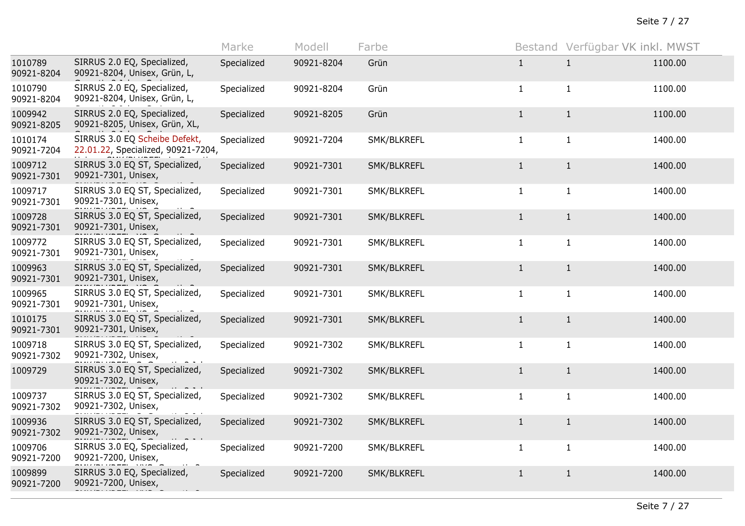| | | Marke | Modell | Farbe | Bestand | Verfügbar | VK inkl. MWST |
|---|---|---|---|---|---|---|---|
| 1010789 90921-8204 | SIRRUS 2.0 EQ, Specialized, 90921-8204, Unisex, Grün, L, | Specialized | 90921-8204 | Grün | 1 | 1 | 1100.00 |
| 1010790 90921-8204 | SIRRUS 2.0 EQ, Specialized, 90921-8204, Unisex, Grün, L, | Specialized | 90921-8204 | Grün | 1 | 1 | 1100.00 |
| 1009942 90921-8205 | SIRRUS 2.0 EQ, Specialized, 90921-8205, Unisex, Grün, XL, | Specialized | 90921-8205 | Grün | 1 | 1 | 1100.00 |
| 1010174 90921-7204 | SIRRUS 3.0 EQ Scheibe Defekt, 22.01.22, Specialized, 90921-7204, | Specialized | 90921-7204 | SMK/BLKREFL | 1 | 1 | 1400.00 |
| 1009712 90921-7301 | SIRRUS 3.0 EQ ST, Specialized, 90921-7301, Unisex, | Specialized | 90921-7301 | SMK/BLKREFL | 1 | 1 | 1400.00 |
| 1009717 90921-7301 | SIRRUS 3.0 EQ ST, Specialized, 90921-7301, Unisex, | Specialized | 90921-7301 | SMK/BLKREFL | 1 | 1 | 1400.00 |
| 1009728 90921-7301 | SIRRUS 3.0 EQ ST, Specialized, 90921-7301, Unisex, | Specialized | 90921-7301 | SMK/BLKREFL | 1 | 1 | 1400.00 |
| 1009772 90921-7301 | SIRRUS 3.0 EQ ST, Specialized, 90921-7301, Unisex, | Specialized | 90921-7301 | SMK/BLKREFL | 1 | 1 | 1400.00 |
| 1009963 90921-7301 | SIRRUS 3.0 EQ ST, Specialized, 90921-7301, Unisex, | Specialized | 90921-7301 | SMK/BLKREFL | 1 | 1 | 1400.00 |
| 1009965 90921-7301 | SIRRUS 3.0 EQ ST, Specialized, 90921-7301, Unisex, | Specialized | 90921-7301 | SMK/BLKREFL | 1 | 1 | 1400.00 |
| 1010175 90921-7301 | SIRRUS 3.0 EQ ST, Specialized, 90921-7301, Unisex, | Specialized | 90921-7301 | SMK/BLKREFL | 1 | 1 | 1400.00 |
| 1009718 90921-7302 | SIRRUS 3.0 EQ ST, Specialized, 90921-7302, Unisex, | Specialized | 90921-7302 | SMK/BLKREFL | 1 | 1 | 1400.00 |
| 1009729 | SIRRUS 3.0 EQ ST, Specialized, 90921-7302, Unisex, | Specialized | 90921-7302 | SMK/BLKREFL | 1 | 1 | 1400.00 |
| 1009737 90921-7302 | SIRRUS 3.0 EQ ST, Specialized, 90921-7302, Unisex, | Specialized | 90921-7302 | SMK/BLKREFL | 1 | 1 | 1400.00 |
| 1009936 90921-7302 | SIRRUS 3.0 EQ ST, Specialized, 90921-7302, Unisex, | Specialized | 90921-7302 | SMK/BLKREFL | 1 | 1 | 1400.00 |
| 1009706 90921-7200 | SIRRUS 3.0 EQ, Specialized, 90921-7200, Unisex, | Specialized | 90921-7200 | SMK/BLKREFL | 1 | 1 | 1400.00 |
| 1009899 90921-7200 | SIRRUS 3.0 EQ, Specialized, 90921-7200, Unisex, | Specialized | 90921-7200 | SMK/BLKREFL | 1 | 1 | 1400.00 |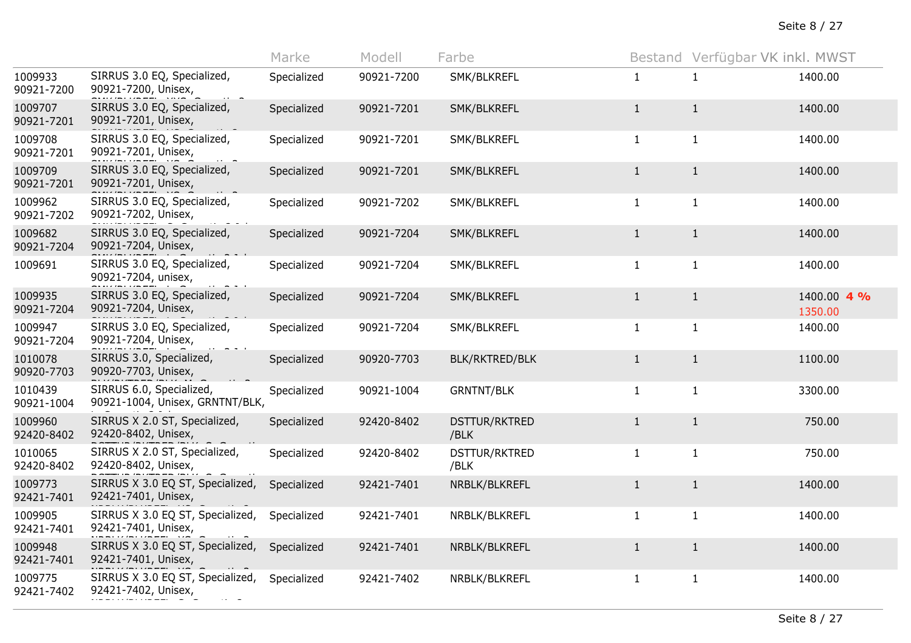| | | Marke | Modell | Farbe | Bestand | Verfügbar | VK inkl. MWST |
|---|---|---|---|---|---|---|---|
| 1009933 90921-7200 | SIRRUS 3.0 EQ, Specialized, 90921-7200, Unisex, | Specialized | 90921-7200 | SMK/BLKREFL | 1 | 1 | 1400.00 |
| 1009707 90921-7201 | SIRRUS 3.0 EQ, Specialized, 90921-7201, Unisex, | Specialized | 90921-7201 | SMK/BLKREFL | 1 | 1 | 1400.00 |
| 1009708 90921-7201 | SIRRUS 3.0 EQ, Specialized, 90921-7201, Unisex, | Specialized | 90921-7201 | SMK/BLKREFL | 1 | 1 | 1400.00 |
| 1009709 90921-7201 | SIRRUS 3.0 EQ, Specialized, 90921-7201, Unisex, | Specialized | 90921-7201 | SMK/BLKREFL | 1 | 1 | 1400.00 |
| 1009962 90921-7202 | SIRRUS 3.0 EQ, Specialized, 90921-7202, Unisex, | Specialized | 90921-7202 | SMK/BLKREFL | 1 | 1 | 1400.00 |
| 1009682 90921-7204 | SIRRUS 3.0 EQ, Specialized, 90921-7204, Unisex, | Specialized | 90921-7204 | SMK/BLKREFL | 1 | 1 | 1400.00 |
| 1009691 | SIRRUS 3.0 EQ, Specialized, 90921-7204, unisex, | Specialized | 90921-7204 | SMK/BLKREFL | 1 | 1 | 1400.00 |
| 1009935 90921-7204 | SIRRUS 3.0 EQ, Specialized, 90921-7204, Unisex, | Specialized | 90921-7204 | SMK/BLKREFL | 1 | 1 | 1400.00 4 % 1350.00 |
| 1009947 90921-7204 | SIRRUS 3.0 EQ, Specialized, 90921-7204, Unisex, | Specialized | 90921-7204 | SMK/BLKREFL | 1 | 1 | 1400.00 |
| 1010078 90920-7703 | SIRRUS 3.0, Specialized, 90920-7703, Unisex, | Specialized | 90920-7703 | BLK/RKTRED/BLK | 1 | 1 | 1100.00 |
| 1010439 90921-1004 | SIRRUS 6.0, Specialized, 90921-1004, Unisex, GRNTNT/BLK, | Specialized | 90921-1004 | GRNTNT/BLK | 1 | 1 | 3300.00 |
| 1009960 92420-8402 | SIRRUS X 2.0 ST, Specialized, 92420-8402, Unisex, | Specialized | 92420-8402 | DSTTUR/RKTRED /BLK | 1 | 1 | 750.00 |
| 1010065 92420-8402 | SIRRUS X 2.0 ST, Specialized, 92420-8402, Unisex, | Specialized | 92420-8402 | DSTTUR/RKTRED /BLK | 1 | 1 | 750.00 |
| 1009773 92421-7401 | SIRRUS X 3.0 EQ ST, Specialized, 92421-7401, Unisex, | Specialized | 92421-7401 | NRBLK/BLKREFL | 1 | 1 | 1400.00 |
| 1009905 92421-7401 | SIRRUS X 3.0 EQ ST, Specialized, 92421-7401, Unisex, | Specialized | 92421-7401 | NRBLK/BLKREFL | 1 | 1 | 1400.00 |
| 1009948 92421-7401 | SIRRUS X 3.0 EQ ST, Specialized, 92421-7401, Unisex, | Specialized | 92421-7401 | NRBLK/BLKREFL | 1 | 1 | 1400.00 |
| 1009775 92421-7402 | SIRRUS X 3.0 EQ ST, Specialized, 92421-7402, Unisex, | Specialized | 92421-7402 | NRBLK/BLKREFL | 1 | 1 | 1400.00 |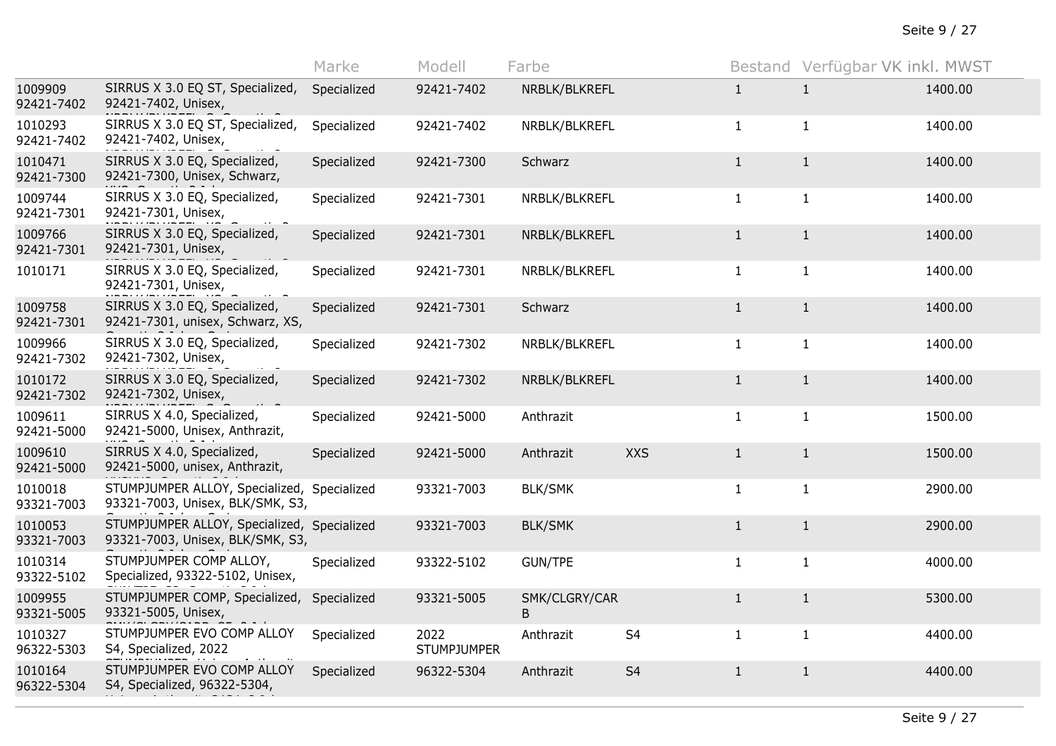| | | Marke | Modell | Farbe | | Bestand | Verfügbar | VK inkl. MWST |
|---|---|---|---|---|---|---|---|---|
| 1009909 92421-7402 | SIRRUS X 3.0 EQ ST, Specialized, 92421-7402, Unisex, | Specialized | 92421-7402 | NRBLK/BLKREFL | | 1 | 1 | 1400.00 |
| 1010293 92421-7402 | SIRRUS X 3.0 EQ ST, Specialized, 92421-7402, Unisex, | Specialized | 92421-7402 | NRBLK/BLKREFL | | 1 | 1 | 1400.00 |
| 1010471 92421-7300 | SIRRUS X 3.0 EQ, Specialized, 92421-7300, Unisex, Schwarz, | Specialized | 92421-7300 | Schwarz | | 1 | 1 | 1400.00 |
| 1009744 92421-7301 | SIRRUS X 3.0 EQ, Specialized, 92421-7301, Unisex, | Specialized | 92421-7301 | NRBLK/BLKREFL | | 1 | 1 | 1400.00 |
| 1009766 92421-7301 | SIRRUS X 3.0 EQ, Specialized, 92421-7301, Unisex, | Specialized | 92421-7301 | NRBLK/BLKREFL | | 1 | 1 | 1400.00 |
| 1010171 | SIRRUS X 3.0 EQ, Specialized, 92421-7301, Unisex, | Specialized | 92421-7301 | NRBLK/BLKREFL | | 1 | 1 | 1400.00 |
| 1009758 92421-7301 | SIRRUS X 3.0 EQ, Specialized, 92421-7301, unisex, Schwarz, XS, | Specialized | 92421-7301 | Schwarz | | 1 | 1 | 1400.00 |
| 1009966 92421-7302 | SIRRUS X 3.0 EQ, Specialized, 92421-7302, Unisex, | Specialized | 92421-7302 | NRBLK/BLKREFL | | 1 | 1 | 1400.00 |
| 1010172 92421-7302 | SIRRUS X 3.0 EQ, Specialized, 92421-7302, Unisex, | Specialized | 92421-7302 | NRBLK/BLKREFL | | 1 | 1 | 1400.00 |
| 1009611 92421-5000 | SIRRUS X 4.0, Specialized, 92421-5000, Unisex, Anthrazit, | Specialized | 92421-5000 | Anthrazit | | 1 | 1 | 1500.00 |
| 1009610 92421-5000 | SIRRUS X 4.0, Specialized, 92421-5000, unisex, Anthrazit, | Specialized | 92421-5000 | Anthrazit | XXS | 1 | 1 | 1500.00 |
| 1010018 93321-7003 | STUMPJUMPER ALLOY, Specialized, 93321-7003, Unisex, BLK/SMK, S3, | Specialized | 93321-7003 | BLK/SMK | | 1 | 1 | 2900.00 |
| 1010053 93321-7003 | STUMPJUMPER ALLOY, Specialized, 93321-7003, Unisex, BLK/SMK, S3, | Specialized | 93321-7003 | BLK/SMK | | 1 | 1 | 2900.00 |
| 1010314 93322-5102 | STUMPJUMPER COMP ALLOY, Specialized, 93322-5102, Unisex, | Specialized | 93322-5102 | GUN/TPE | | 1 | 1 | 4000.00 |
| 1009955 93321-5005 | STUMPJUMPER COMP, Specialized, 93321-5005, Unisex, | Specialized | 93321-5005 | SMK/CLGRY/CARB | | 1 | 1 | 5300.00 |
| 1010327 96322-5303 | STUMPJUMPER EVO COMP ALLOY S4, Specialized, 2022 | Specialized | 2022 STUMPJUMPER | Anthrazit | S4 | 1 | 1 | 4400.00 |
| 1010164 96322-5304 | STUMPJUMPER EVO COMP ALLOY S4, Specialized, 96322-5304, | Specialized | 96322-5304 | Anthrazit | S4 | 1 | 1 | 4400.00 |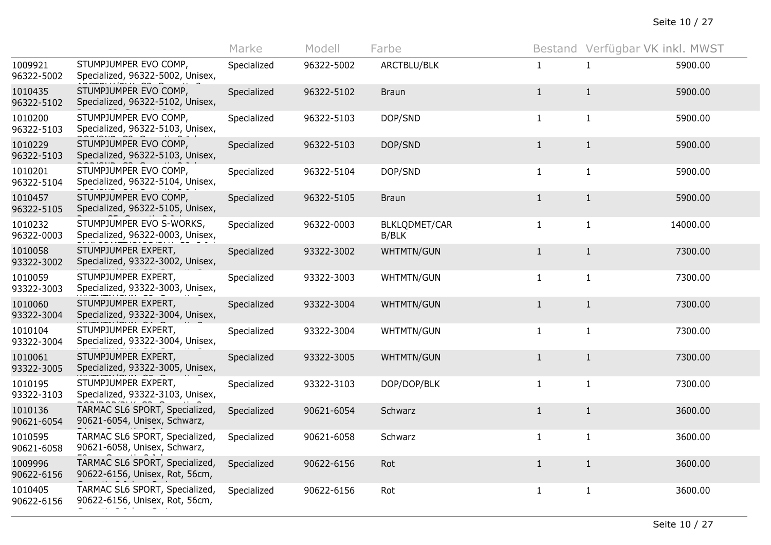| | | Marke | Modell | Farbe | Bestand | Verfügbar | VK inkl. MWST |
|---|---|---|---|---|---|---|---|
| 1009921 96322-5002 | STUMPJUMPER EVO COMP, Specialized, 96322-5002, Unisex, | Specialized | 96322-5002 | ARCTBLU/BLK | 1 | 1 | 5900.00 |
| 1010435 96322-5102 | STUMPJUMPER EVO COMP, Specialized, 96322-5102, Unisex, | Specialized | 96322-5102 | Braun | 1 | 1 | 5900.00 |
| 1010200 96322-5103 | STUMPJUMPER EVO COMP, Specialized, 96322-5103, Unisex, | Specialized | 96322-5103 | DOP/SND | 1 | 1 | 5900.00 |
| 1010229 96322-5103 | STUMPJUMPER EVO COMP, Specialized, 96322-5103, Unisex, | Specialized | 96322-5103 | DOP/SND | 1 | 1 | 5900.00 |
| 1010201 96322-5104 | STUMPJUMPER EVO COMP, Specialized, 96322-5104, Unisex, | Specialized | 96322-5104 | DOP/SND | 1 | 1 | 5900.00 |
| 1010457 96322-5105 | STUMPJUMPER EVO COMP, Specialized, 96322-5105, Unisex, | Specialized | 96322-5105 | Braun | 1 | 1 | 5900.00 |
| 1010232 96322-0003 | STUMPJUMPER EVO S-WORKS, Specialized, 96322-0003, Unisex, | Specialized | 96322-0003 | BLKLQDMET/CARB/BLK | 1 | 1 | 14000.00 |
| 1010058 93322-3002 | STUMPJUMPER EXPERT, Specialized, 93322-3002, Unisex, | Specialized | 93322-3002 | WHTMTN/GUN | 1 | 1 | 7300.00 |
| 1010059 93322-3003 | STUMPJUMPER EXPERT, Specialized, 93322-3003, Unisex, | Specialized | 93322-3003 | WHTMTN/GUN | 1 | 1 | 7300.00 |
| 1010060 93322-3004 | STUMPJUMPER EXPERT, Specialized, 93322-3004, Unisex, | Specialized | 93322-3004 | WHTMTN/GUN | 1 | 1 | 7300.00 |
| 1010104 93322-3004 | STUMPJUMPER EXPERT, Specialized, 93322-3004, Unisex, | Specialized | 93322-3004 | WHTMTN/GUN | 1 | 1 | 7300.00 |
| 1010061 93322-3005 | STUMPJUMPER EXPERT, Specialized, 93322-3005, Unisex, | Specialized | 93322-3005 | WHTMTN/GUN | 1 | 1 | 7300.00 |
| 1010195 93322-3103 | STUMPJUMPER EXPERT, Specialized, 93322-3103, Unisex, | Specialized | 93322-3103 | DOP/DOP/BLK | 1 | 1 | 7300.00 |
| 1010136 90621-6054 | TARMAC SL6 SPORT, Specialized, 90621-6054, Unisex, Schwarz, | Specialized | 90621-6054 | Schwarz | 1 | 1 | 3600.00 |
| 1010595 90621-6058 | TARMAC SL6 SPORT, Specialized, 90621-6058, Unisex, Schwarz, | Specialized | 90621-6058 | Schwarz | 1 | 1 | 3600.00 |
| 1009996 90622-6156 | TARMAC SL6 SPORT, Specialized, 90622-6156, Unisex, Rot, 56cm, | Specialized | 90622-6156 | Rot | 1 | 1 | 3600.00 |
| 1010405 90622-6156 | TARMAC SL6 SPORT, Specialized, 90622-6156, Unisex, Rot, 56cm, | Specialized | 90622-6156 | Rot | 1 | 1 | 3600.00 |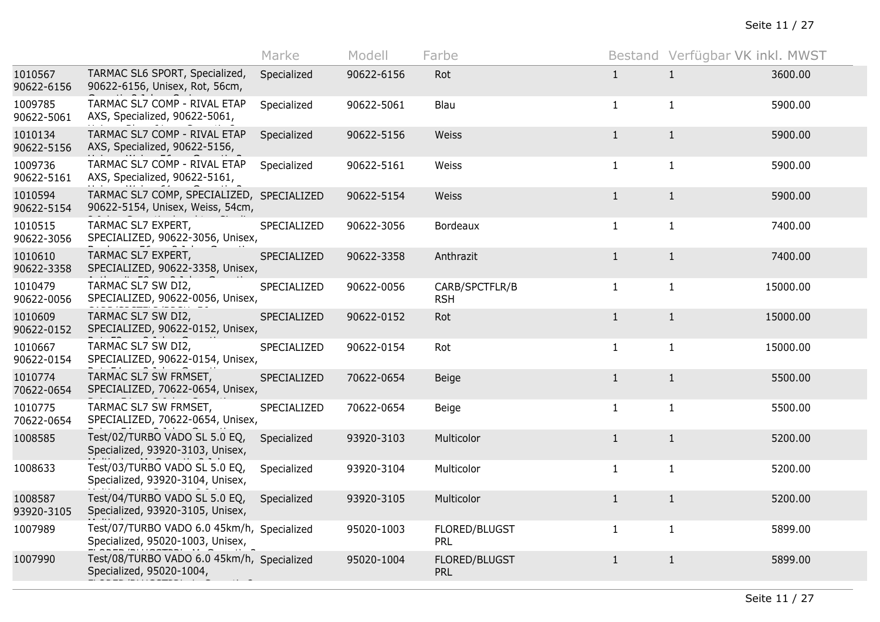| | | Marke | Modell | Farbe | Bestand | Verfügbar | VK inkl. MWST |
|---|---|---|---|---|---|---|---|
| 1010567 90622-6156 | TARMAC SL6 SPORT, Specialized, 90622-6156, Unisex, Rot, 56cm, | Specialized | 90622-6156 | Rot | 1 | 1 | 3600.00 |
| 1009785 90622-5061 | TARMAC SL7 COMP - RIVAL ETAP AXS, Specialized, 90622-5061, | Specialized | 90622-5061 | Blau | 1 | 1 | 5900.00 |
| 1010134 90622-5156 | TARMAC SL7 COMP - RIVAL ETAP AXS, Specialized, 90622-5156, | Specialized | 90622-5156 | Weiss | 1 | 1 | 5900.00 |
| 1009736 90622-5161 | TARMAC SL7 COMP - RIVAL ETAP AXS, Specialized, 90622-5161, | Specialized | 90622-5161 | Weiss | 1 | 1 | 5900.00 |
| 1010594 90622-5154 | TARMAC SL7 COMP, SPECIALIZED, 90622-5154, Unisex, Weiss, 54cm, | SPECIALIZED | 90622-5154 | Weiss | 1 | 1 | 5900.00 |
| 1010515 90622-3056 | TARMAC SL7 EXPERT, SPECIALIZED, 90622-3056, Unisex, | SPECIALIZED | 90622-3056 | Bordeaux | 1 | 1 | 7400.00 |
| 1010610 90622-3358 | TARMAC SL7 EXPERT, SPECIALIZED, 90622-3358, Unisex, | SPECIALIZED | 90622-3358 | Anthrazit | 1 | 1 | 7400.00 |
| 1010479 90622-0056 | TARMAC SL7 SW DI2, SPECIALIZED, 90622-0056, Unisex, | SPECIALIZED | 90622-0056 | CARB/SPCTFLR/B RSH | 1 | 1 | 15000.00 |
| 1010609 90622-0152 | TARMAC SL7 SW DI2, SPECIALIZED, 90622-0152, Unisex, | SPECIALIZED | 90622-0152 | Rot | 1 | 1 | 15000.00 |
| 1010667 90622-0154 | TARMAC SL7 SW DI2, SPECIALIZED, 90622-0154, Unisex, | SPECIALIZED | 90622-0154 | Rot | 1 | 1 | 15000.00 |
| 1010774 70622-0654 | TARMAC SL7 SW FRMSET, SPECIALIZED, 70622-0654, Unisex, | SPECIALIZED | 70622-0654 | Beige | 1 | 1 | 5500.00 |
| 1010775 70622-0654 | TARMAC SL7 SW FRMSET, SPECIALIZED, 70622-0654, Unisex, | SPECIALIZED | 70622-0654 | Beige | 1 | 1 | 5500.00 |
| 1008585 | Test/02/TURBO VADO SL 5.0 EQ, Specialized, 93920-3103, Unisex, | Specialized | 93920-3103 | Multicolor | 1 | 1 | 5200.00 |
| 1008633 | Test/03/TURBO VADO SL 5.0 EQ, Specialized, 93920-3104, Unisex, | Specialized | 93920-3104 | Multicolor | 1 | 1 | 5200.00 |
| 1008587 93920-3105 | Test/04/TURBO VADO SL 5.0 EQ, Specialized, 93920-3105, Unisex, | Specialized | 93920-3105 | Multicolor | 1 | 1 | 5200.00 |
| 1007989 | Test/07/TURBO VADO 6.0 45km/h, Specialized, 95020-1003, Unisex, | Specialized | 95020-1003 | FLORED/BLUGST PRL | 1 | 1 | 5899.00 |
| 1007990 | Test/08/TURBO VADO 6.0 45km/h, Specialized, 95020-1004, | Specialized | 95020-1004 | FLORED/BLUGST PRL | 1 | 1 | 5899.00 |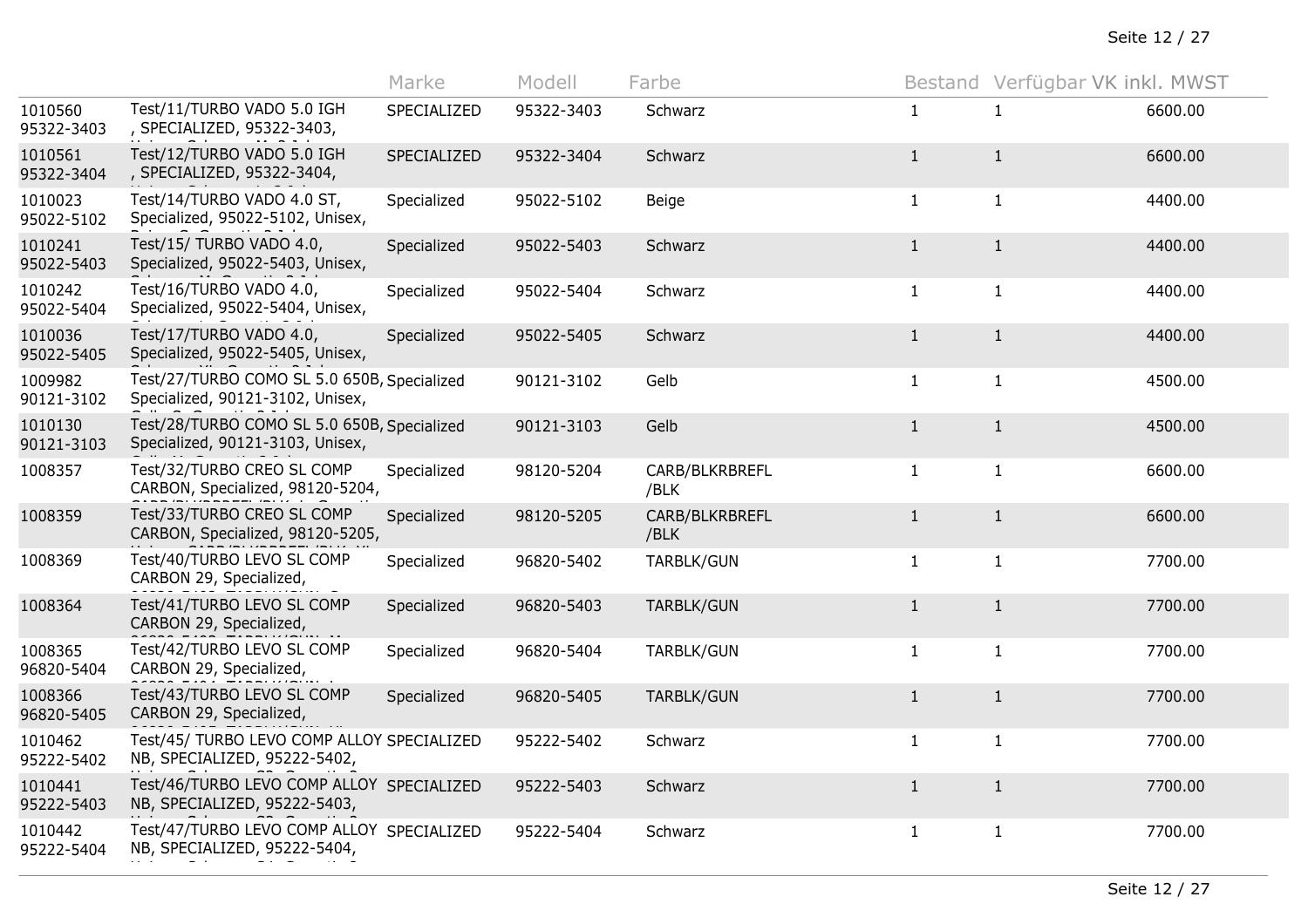| | | Marke | Modell | Farbe | Bestand | Verfügbar | VK inkl. MWST |
|---|---|---|---|---|---|---|---|
| 1010560 95322-3403 | Test/11/TURBO VADO 5.0 IGH , SPECIALIZED, 95322-3403, | SPECIALIZED | 95322-3403 | Schwarz | 1 | 1 | 6600.00 |
| 1010561 95322-3404 | Test/12/TURBO VADO 5.0 IGH , SPECIALIZED, 95322-3404, | SPECIALIZED | 95322-3404 | Schwarz | 1 | 1 | 6600.00 |
| 1010023 95022-5102 | Test/14/TURBO VADO 4.0 ST, Specialized, 95022-5102, Unisex, | Specialized | 95022-5102 | Beige | 1 | 1 | 4400.00 |
| 1010241 95022-5403 | Test/15/ TURBO VADO 4.0, Specialized, 95022-5403, Unisex, | Specialized | 95022-5403 | Schwarz | 1 | 1 | 4400.00 |
| 1010242 95022-5404 | Test/16/TURBO VADO 4.0, Specialized, 95022-5404, Unisex, | Specialized | 95022-5404 | Schwarz | 1 | 1 | 4400.00 |
| 1010036 95022-5405 | Test/17/TURBO VADO 4.0, Specialized, 95022-5405, Unisex, | Specialized | 95022-5405 | Schwarz | 1 | 1 | 4400.00 |
| 1009982 90121-3102 | Test/27/TURBO COMO SL 5.0 650B, Specialized, 90121-3102, Unisex, | Specialized | 90121-3102 | Gelb | 1 | 1 | 4500.00 |
| 1010130 90121-3103 | Test/28/TURBO COMO SL 5.0 650B, Specialized, 90121-3103, Unisex, | Specialized | 90121-3103 | Gelb | 1 | 1 | 4500.00 |
| 1008357 | Test/32/TURBO CREO SL COMP CARBON, Specialized, 98120-5204, | Specialized | 98120-5204 | CARB/BLKRBREFL /BLK | 1 | 1 | 6600.00 |
| 1008359 | Test/33/TURBO CREO SL COMP CARBON, Specialized, 98120-5205, | Specialized | 98120-5205 | CARB/BLKRBREFL /BLK | 1 | 1 | 6600.00 |
| 1008369 | Test/40/TURBO LEVO SL COMP CARBON 29, Specialized, | Specialized | 96820-5402 | TARBLK/GUN | 1 | 1 | 7700.00 |
| 1008364 | Test/41/TURBO LEVO SL COMP CARBON 29, Specialized, | Specialized | 96820-5403 | TARBLK/GUN | 1 | 1 | 7700.00 |
| 1008365 96820-5404 | Test/42/TURBO LEVO SL COMP CARBON 29, Specialized, | Specialized | 96820-5404 | TARBLK/GUN | 1 | 1 | 7700.00 |
| 1008366 96820-5405 | Test/43/TURBO LEVO SL COMP CARBON 29, Specialized, | Specialized | 96820-5405 | TARBLK/GUN | 1 | 1 | 7700.00 |
| 1010462 95222-5402 | Test/45/ TURBO LEVO COMP ALLOY NB, SPECIALIZED, 95222-5402, | SPECIALIZED | 95222-5402 | Schwarz | 1 | 1 | 7700.00 |
| 1010441 95222-5403 | Test/46/TURBO LEVO COMP ALLOY NB, SPECIALIZED, 95222-5403, | SPECIALIZED | 95222-5403 | Schwarz | 1 | 1 | 7700.00 |
| 1010442 95222-5404 | Test/47/TURBO LEVO COMP ALLOY NB, SPECIALIZED, 95222-5404, | SPECIALIZED | 95222-5404 | Schwarz | 1 | 1 | 7700.00 |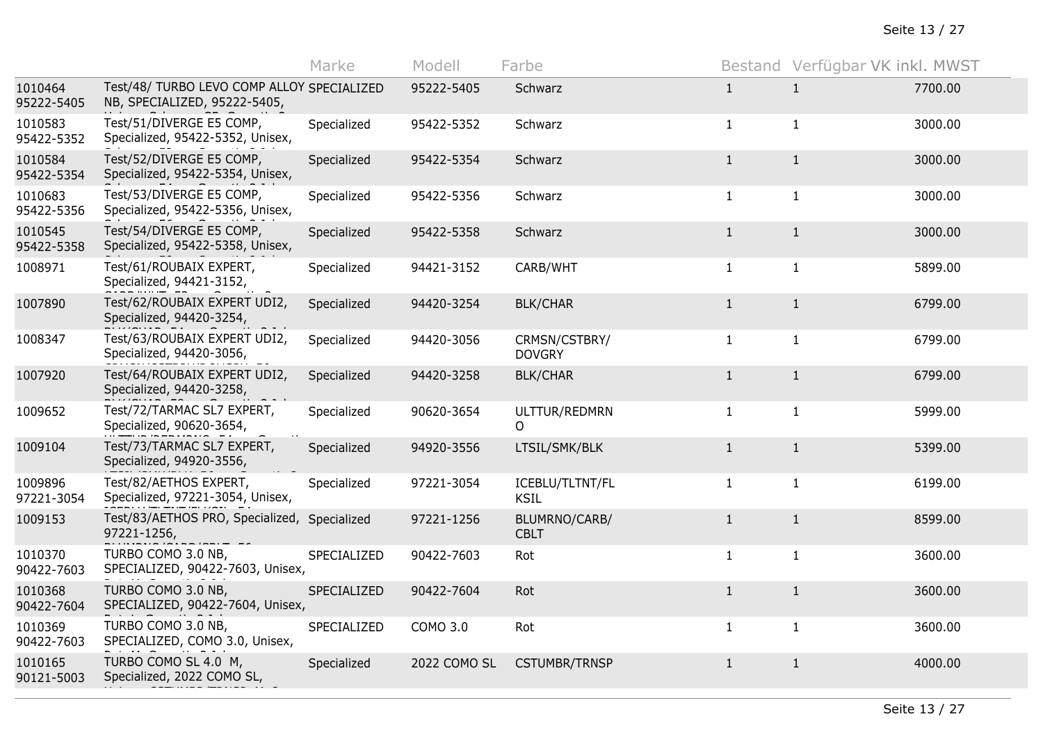| | | Marke | Modell | Farbe | Bestand | Verfügbar | VK inkl. MWST |
|---|---|---|---|---|---|---|---|
| 1010464 95222-5405 | Test/48/ TURBO LEVO COMP ALLOY NB, SPECIALIZED, 95222-5405, | SPECIALIZED | 95222-5405 | Schwarz | 1 | 1 | 7700.00 |
| 1010583 95422-5352 | Test/51/DIVERGE E5 COMP, Specialized, 95422-5352, Unisex, | Specialized | 95422-5352 | Schwarz | 1 | 1 | 3000.00 |
| 1010584 95422-5354 | Test/52/DIVERGE E5 COMP, Specialized, 95422-5354, Unisex, | Specialized | 95422-5354 | Schwarz | 1 | 1 | 3000.00 |
| 1010683 95422-5356 | Test/53/DIVERGE E5 COMP, Specialized, 95422-5356, Unisex, | Specialized | 95422-5356 | Schwarz | 1 | 1 | 3000.00 |
| 1010545 95422-5358 | Test/54/DIVERGE E5 COMP, Specialized, 95422-5358, Unisex, | Specialized | 95422-5358 | Schwarz | 1 | 1 | 3000.00 |
| 1008971 | Test/61/ROUBAIX EXPERT, Specialized, 94421-3152, | Specialized | 94421-3152 | CARB/WHT | 1 | 1 | 5899.00 |
| 1007890 | Test/62/ROUBAIX EXPERT UDI2, Specialized, 94420-3254, | Specialized | 94420-3254 | BLK/CHAR | 1 | 1 | 6799.00 |
| 1008347 | Test/63/ROUBAIX EXPERT UDI2, Specialized, 94420-3056, | Specialized | 94420-3056 | CRMSN/CSTBRY/DOVGRY | 1 | 1 | 6799.00 |
| 1007920 | Test/64/ROUBAIX EXPERT UDI2, Specialized, 94420-3258, | Specialized | 94420-3258 | BLK/CHAR | 1 | 1 | 6799.00 |
| 1009652 | Test/72/TARMAC SL7 EXPERT, Specialized, 90620-3654, | Specialized | 90620-3654 | ULTTUR/REDMRNO | 1 | 1 | 5999.00 |
| 1009104 | Test/73/TARMAC SL7 EXPERT, Specialized, 94920-3556, | Specialized | 94920-3556 | LTSIL/SMK/BLK | 1 | 1 | 5399.00 |
| 1009896 97221-3054 | Test/82/AETHOS EXPERT, Specialized, 97221-3054, Unisex, | Specialized | 97221-3054 | ICEBLU/TLTNT/FLKSIL | 1 | 1 | 6199.00 |
| 1009153 | Test/83/AETHOS PRO, Specialized, 97221-1256, | Specialized | 97221-1256 | BLUMRNO/CARB/CBLT | 1 | 1 | 8599.00 |
| 1010370 90422-7603 | TURBO COMO 3.0 NB, SPECIALIZED, 90422-7603, Unisex, | SPECIALIZED | 90422-7603 | Rot | 1 | 1 | 3600.00 |
| 1010368 90422-7604 | TURBO COMO 3.0 NB, SPECIALIZED, 90422-7604, Unisex, | SPECIALIZED | 90422-7604 | Rot | 1 | 1 | 3600.00 |
| 1010369 90422-7603 | TURBO COMO 3.0 NB, SPECIALIZED, COMO 3.0, Unisex, | SPECIALIZED | COMO 3.0 | Rot | 1 | 1 | 3600.00 |
| 1010165 90121-5003 | TURBO COMO SL 4.0 M, Specialized, 2022 COMO SL, | Specialized | 2022 COMO SL | CSTUMBR/TRNSP | 1 | 1 | 4000.00 |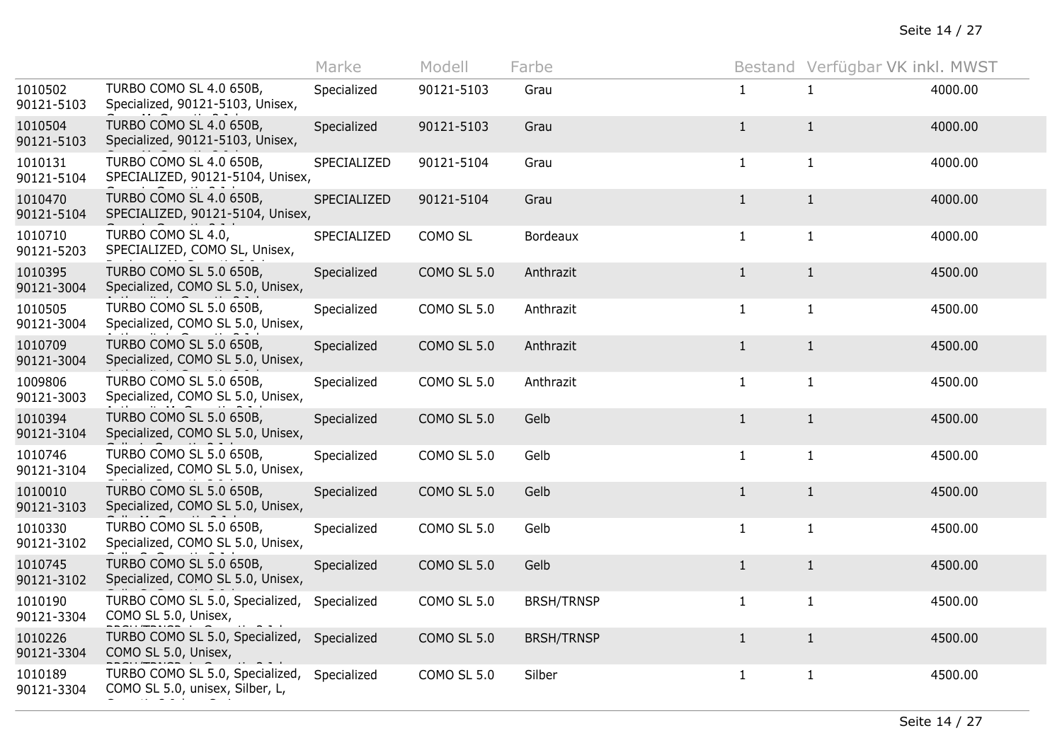| | | Marke | Modell | Farbe | Bestand | Verfügbar | VK inkl. MWST |
|---|---|---|---|---|---|---|---|
| 1010502<br>90121-5103 | TURBO COMO SL 4.0 650B, Specialized, 90121-5103, Unisex, | Specialized | 90121-5103 | Grau | 1 | 1 | 4000.00 |
| 1010504<br>90121-5103 | TURBO COMO SL 4.0 650B, Specialized, 90121-5103, Unisex, | Specialized | 90121-5103 | Grau | 1 | 1 | 4000.00 |
| 1010131<br>90121-5104 | TURBO COMO SL 4.0 650B, SPECIALIZED, 90121-5104, Unisex, | SPECIALIZED | 90121-5104 | Grau | 1 | 1 | 4000.00 |
| 1010470<br>90121-5104 | TURBO COMO SL 4.0 650B, SPECIALIZED, 90121-5104, Unisex, | SPECIALIZED | 90121-5104 | Grau | 1 | 1 | 4000.00 |
| 1010710<br>90121-5203 | TURBO COMO SL 4.0, SPECIALIZED, COMO SL, Unisex, | SPECIALIZED | COMO SL | Bordeaux | 1 | 1 | 4000.00 |
| 1010395<br>90121-3004 | TURBO COMO SL 5.0 650B, Specialized, COMO SL 5.0, Unisex, | Specialized | COMO SL 5.0 | Anthrazit | 1 | 1 | 4500.00 |
| 1010505<br>90121-3004 | TURBO COMO SL 5.0 650B, Specialized, COMO SL 5.0, Unisex, | Specialized | COMO SL 5.0 | Anthrazit | 1 | 1 | 4500.00 |
| 1010709<br>90121-3004 | TURBO COMO SL 5.0 650B, Specialized, COMO SL 5.0, Unisex, | Specialized | COMO SL 5.0 | Anthrazit | 1 | 1 | 4500.00 |
| 1009806<br>90121-3003 | TURBO COMO SL 5.0 650B, Specialized, COMO SL 5.0, Unisex, | Specialized | COMO SL 5.0 | Anthrazit | 1 | 1 | 4500.00 |
| 1010394<br>90121-3104 | TURBO COMO SL 5.0 650B, Specialized, COMO SL 5.0, Unisex, | Specialized | COMO SL 5.0 | Gelb | 1 | 1 | 4500.00 |
| 1010746<br>90121-3104 | TURBO COMO SL 5.0 650B, Specialized, COMO SL 5.0, Unisex, | Specialized | COMO SL 5.0 | Gelb | 1 | 1 | 4500.00 |
| 1010010<br>90121-3103 | TURBO COMO SL 5.0 650B, Specialized, COMO SL 5.0, Unisex, | Specialized | COMO SL 5.0 | Gelb | 1 | 1 | 4500.00 |
| 1010330<br>90121-3102 | TURBO COMO SL 5.0 650B, Specialized, COMO SL 5.0, Unisex, | Specialized | COMO SL 5.0 | Gelb | 1 | 1 | 4500.00 |
| 1010745<br>90121-3102 | TURBO COMO SL 5.0 650B, Specialized, COMO SL 5.0, Unisex, | Specialized | COMO SL 5.0 | Gelb | 1 | 1 | 4500.00 |
| 1010190<br>90121-3304 | TURBO COMO SL 5.0, Specialized, COMO SL 5.0, Unisex, | Specialized | COMO SL 5.0 | BRSH/TRNSP | 1 | 1 | 4500.00 |
| 1010226<br>90121-3304 | TURBO COMO SL 5.0, Specialized, COMO SL 5.0, Unisex, | Specialized | COMO SL 5.0 | BRSH/TRNSP | 1 | 1 | 4500.00 |
| 1010189<br>90121-3304 | TURBO COMO SL 5.0, Specialized, COMO SL 5.0, unisex, Silber, L, | Specialized | COMO SL 5.0 | Silber | 1 | 1 | 4500.00 |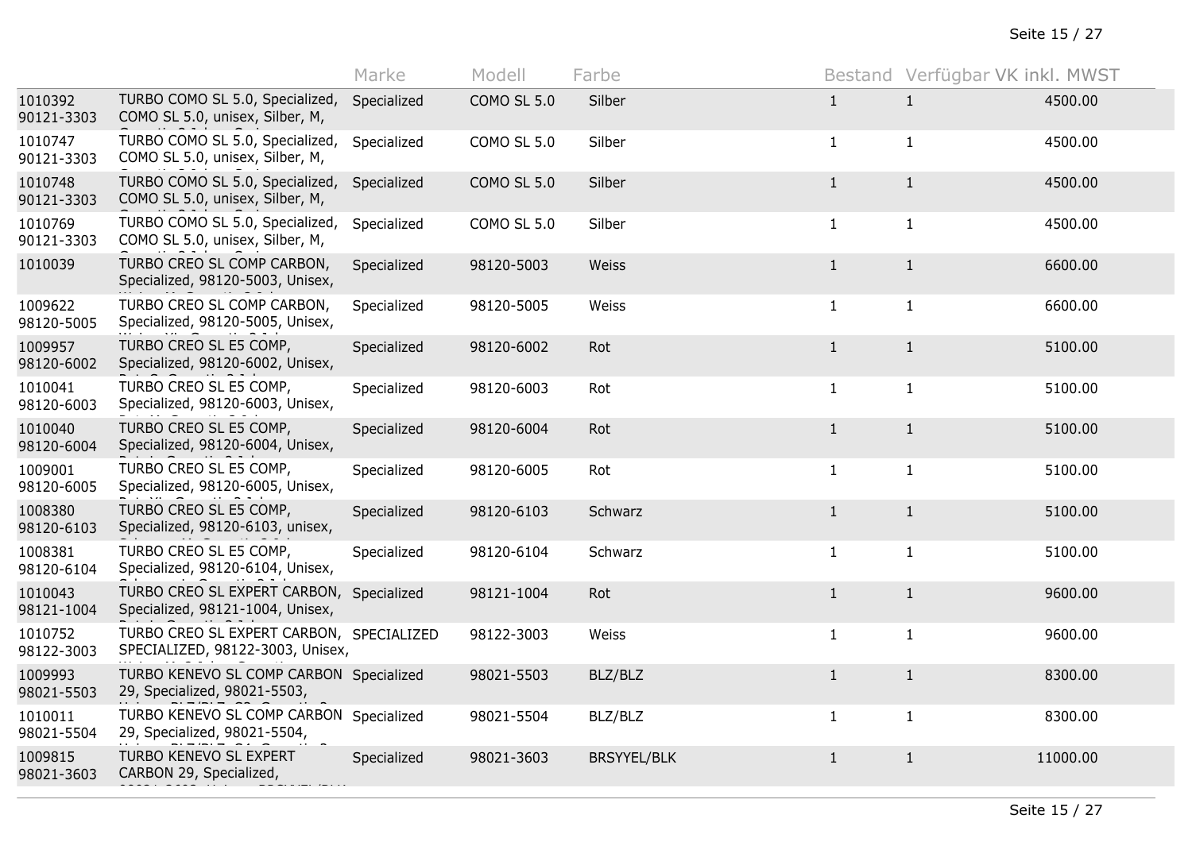| | | Marke | Modell | Farbe | Bestand | Verfügbar | VK inkl. MWST |
|---|---|---|---|---|---|---|---|
| 1010392 90121-3303 | TURBO COMO SL 5.0, Specialized, COMO SL 5.0, unisex, Silber, M, | Specialized | COMO SL 5.0 | Silber | 1 | 1 | 4500.00 |
| 1010747 90121-3303 | TURBO COMO SL 5.0, Specialized, COMO SL 5.0, unisex, Silber, M, | Specialized | COMO SL 5.0 | Silber | 1 | 1 | 4500.00 |
| 1010748 90121-3303 | TURBO COMO SL 5.0, Specialized, COMO SL 5.0, unisex, Silber, M, | Specialized | COMO SL 5.0 | Silber | 1 | 1 | 4500.00 |
| 1010769 90121-3303 | TURBO COMO SL 5.0, Specialized, COMO SL 5.0, unisex, Silber, M, | Specialized | COMO SL 5.0 | Silber | 1 | 1 | 4500.00 |
| 1010039 | TURBO CREO SL COMP CARBON, Specialized, 98120-5003, Unisex, | Specialized | 98120-5003 | Weiss | 1 | 1 | 6600.00 |
| 1009622 98120-5005 | TURBO CREO SL COMP CARBON, Specialized, 98120-5005, Unisex, | Specialized | 98120-5005 | Weiss | 1 | 1 | 6600.00 |
| 1009957 98120-6002 | TURBO CREO SL E5 COMP, Specialized, 98120-6002, Unisex, | Specialized | 98120-6002 | Rot | 1 | 1 | 5100.00 |
| 1010041 98120-6003 | TURBO CREO SL E5 COMP, Specialized, 98120-6003, Unisex, | Specialized | 98120-6003 | Rot | 1 | 1 | 5100.00 |
| 1010040 98120-6004 | TURBO CREO SL E5 COMP, Specialized, 98120-6004, Unisex, | Specialized | 98120-6004 | Rot | 1 | 1 | 5100.00 |
| 1009001 98120-6005 | TURBO CREO SL E5 COMP, Specialized, 98120-6005, Unisex, | Specialized | 98120-6005 | Rot | 1 | 1 | 5100.00 |
| 1008380 98120-6103 | TURBO CREO SL E5 COMP, Specialized, 98120-6103, unisex, | Specialized | 98120-6103 | Schwarz | 1 | 1 | 5100.00 |
| 1008381 98120-6104 | TURBO CREO SL E5 COMP, Specialized, 98120-6104, Unisex, | Specialized | 98120-6104 | Schwarz | 1 | 1 | 5100.00 |
| 1010043 98121-1004 | TURBO CREO SL EXPERT CARBON, Specialized, 98121-1004, Unisex, | Specialized | 98121-1004 | Rot | 1 | 1 | 9600.00 |
| 1010752 98122-3003 | TURBO CREO SL EXPERT CARBON, SPECIALIZED, 98122-3003, Unisex, | SPECIALIZED | 98122-3003 | Weiss | 1 | 1 | 9600.00 |
| 1009993 98021-5503 | TURBO KENEVO SL COMP CARBON 29, Specialized, 98021-5503, | Specialized | 98021-5503 | BLZ/BLZ | 1 | 1 | 8300.00 |
| 1010011 98021-5504 | TURBO KENEVO SL COMP CARBON 29, Specialized, 98021-5504, | Specialized | 98021-5504 | BLZ/BLZ | 1 | 1 | 8300.00 |
| 1009815 98021-3603 | TURBO KENEVO SL EXPERT CARBON 29, Specialized, | Specialized | 98021-3603 | BRSYYEL/BLK | 1 | 1 | 11000.00 |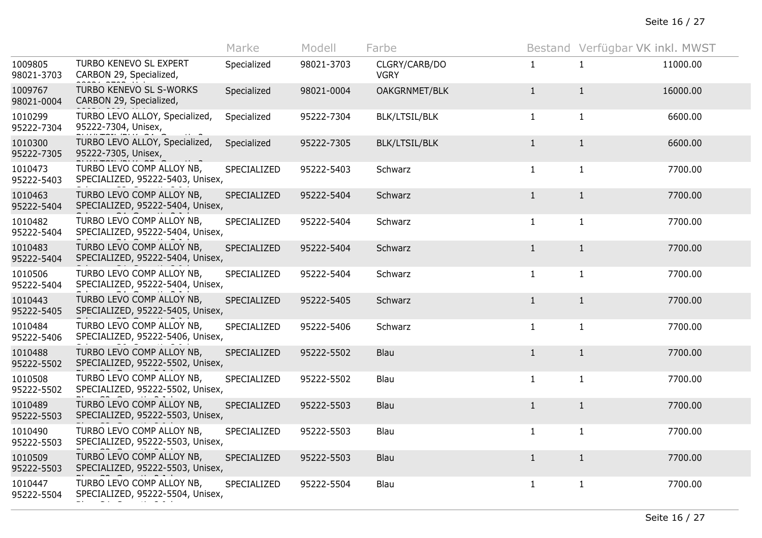| | | Marke | Modell | Farbe | Bestand | Verfügbar | VK inkl. MWST |
|---|---|---|---|---|---|---|---|
| 1009805 98021-3703 | TURBO KENEVO SL EXPERT CARBON 29, Specialized, | Specialized | 98021-3703 | CLGRY/CARB/DO VGRY | 1 | 1 | 11000.00 |
| 1009767 98021-0004 | TURBO KENEVO SL S-WORKS CARBON 29, Specialized, | Specialized | 98021-0004 | OAKGRNMET/BLK | 1 | 1 | 16000.00 |
| 1010299 95222-7304 | TURBO LEVO ALLOY, Specialized, 95222-7304, Unisex, | Specialized | 95222-7304 | BLK/LTSIL/BLK | 1 | 1 | 6600.00 |
| 1010300 95222-7305 | TURBO LEVO ALLOY, Specialized, 95222-7305, Unisex, | Specialized | 95222-7305 | BLK/LTSIL/BLK | 1 | 1 | 6600.00 |
| 1010473 95222-5403 | TURBO LEVO COMP ALLOY NB, SPECIALIZED, 95222-5403, Unisex, | SPECIALIZED | 95222-5403 | Schwarz | 1 | 1 | 7700.00 |
| 1010463 95222-5404 | TURBO LEVO COMP ALLOY NB, SPECIALIZED, 95222-5404, Unisex, | SPECIALIZED | 95222-5404 | Schwarz | 1 | 1 | 7700.00 |
| 1010482 95222-5404 | TURBO LEVO COMP ALLOY NB, SPECIALIZED, 95222-5404, Unisex, | SPECIALIZED | 95222-5404 | Schwarz | 1 | 1 | 7700.00 |
| 1010483 95222-5404 | TURBO LEVO COMP ALLOY NB, SPECIALIZED, 95222-5404, Unisex, | SPECIALIZED | 95222-5404 | Schwarz | 1 | 1 | 7700.00 |
| 1010506 95222-5404 | TURBO LEVO COMP ALLOY NB, SPECIALIZED, 95222-5404, Unisex, | SPECIALIZED | 95222-5404 | Schwarz | 1 | 1 | 7700.00 |
| 1010443 95222-5405 | TURBO LEVO COMP ALLOY NB, SPECIALIZED, 95222-5405, Unisex, | SPECIALIZED | 95222-5405 | Schwarz | 1 | 1 | 7700.00 |
| 1010484 95222-5406 | TURBO LEVO COMP ALLOY NB, SPECIALIZED, 95222-5406, Unisex, | SPECIALIZED | 95222-5406 | Schwarz | 1 | 1 | 7700.00 |
| 1010488 95222-5502 | TURBO LEVO COMP ALLOY NB, SPECIALIZED, 95222-5502, Unisex, | SPECIALIZED | 95222-5502 | Blau | 1 | 1 | 7700.00 |
| 1010508 95222-5502 | TURBO LEVO COMP ALLOY NB, SPECIALIZED, 95222-5502, Unisex, | SPECIALIZED | 95222-5502 | Blau | 1 | 1 | 7700.00 |
| 1010489 95222-5503 | TURBO LEVO COMP ALLOY NB, SPECIALIZED, 95222-5503, Unisex, | SPECIALIZED | 95222-5503 | Blau | 1 | 1 | 7700.00 |
| 1010490 95222-5503 | TURBO LEVO COMP ALLOY NB, SPECIALIZED, 95222-5503, Unisex, | SPECIALIZED | 95222-5503 | Blau | 1 | 1 | 7700.00 |
| 1010509 95222-5503 | TURBO LEVO COMP ALLOY NB, SPECIALIZED, 95222-5503, Unisex, | SPECIALIZED | 95222-5503 | Blau | 1 | 1 | 7700.00 |
| 1010447 95222-5504 | TURBO LEVO COMP ALLOY NB, SPECIALIZED, 95222-5504, Unisex, | SPECIALIZED | 95222-5504 | Blau | 1 | 1 | 7700.00 |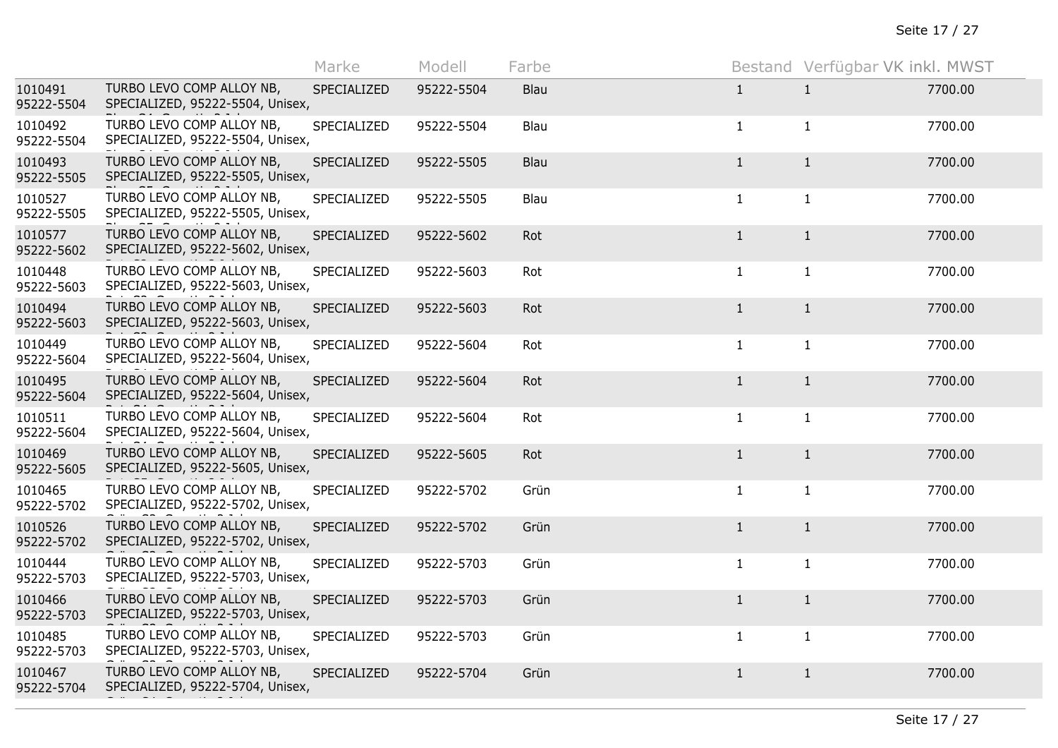| | | Marke | Modell | Farbe | Bestand | Verfügbar | VK inkl. MWST |
|---|---|---|---|---|---|---|---|
| 1010491 95222-5504 | TURBO LEVO COMP ALLOY NB, SPECIALIZED, 95222-5504, Unisex, | SPECIALIZED | 95222-5504 | Blau | 1 | 1 | 7700.00 |
| 1010492 95222-5504 | TURBO LEVO COMP ALLOY NB, SPECIALIZED, 95222-5504, Unisex, | SPECIALIZED | 95222-5504 | Blau | 1 | 1 | 7700.00 |
| 1010493 95222-5505 | TURBO LEVO COMP ALLOY NB, SPECIALIZED, 95222-5505, Unisex, | SPECIALIZED | 95222-5505 | Blau | 1 | 1 | 7700.00 |
| 1010527 95222-5505 | TURBO LEVO COMP ALLOY NB, SPECIALIZED, 95222-5505, Unisex, | SPECIALIZED | 95222-5505 | Blau | 1 | 1 | 7700.00 |
| 1010577 95222-5602 | TURBO LEVO COMP ALLOY NB, SPECIALIZED, 95222-5602, Unisex, | SPECIALIZED | 95222-5602 | Rot | 1 | 1 | 7700.00 |
| 1010448 95222-5603 | TURBO LEVO COMP ALLOY NB, SPECIALIZED, 95222-5603, Unisex, | SPECIALIZED | 95222-5603 | Rot | 1 | 1 | 7700.00 |
| 1010494 95222-5603 | TURBO LEVO COMP ALLOY NB, SPECIALIZED, 95222-5603, Unisex, | SPECIALIZED | 95222-5603 | Rot | 1 | 1 | 7700.00 |
| 1010449 95222-5604 | TURBO LEVO COMP ALLOY NB, SPECIALIZED, 95222-5604, Unisex, | SPECIALIZED | 95222-5604 | Rot | 1 | 1 | 7700.00 |
| 1010495 95222-5604 | TURBO LEVO COMP ALLOY NB, SPECIALIZED, 95222-5604, Unisex, | SPECIALIZED | 95222-5604 | Rot | 1 | 1 | 7700.00 |
| 1010511 95222-5604 | TURBO LEVO COMP ALLOY NB, SPECIALIZED, 95222-5604, Unisex, | SPECIALIZED | 95222-5604 | Rot | 1 | 1 | 7700.00 |
| 1010469 95222-5605 | TURBO LEVO COMP ALLOY NB, SPECIALIZED, 95222-5605, Unisex, | SPECIALIZED | 95222-5605 | Rot | 1 | 1 | 7700.00 |
| 1010465 95222-5702 | TURBO LEVO COMP ALLOY NB, SPECIALIZED, 95222-5702, Unisex, | SPECIALIZED | 95222-5702 | Grün | 1 | 1 | 7700.00 |
| 1010526 95222-5702 | TURBO LEVO COMP ALLOY NB, SPECIALIZED, 95222-5702, Unisex, | SPECIALIZED | 95222-5702 | Grün | 1 | 1 | 7700.00 |
| 1010444 95222-5703 | TURBO LEVO COMP ALLOY NB, SPECIALIZED, 95222-5703, Unisex, | SPECIALIZED | 95222-5703 | Grün | 1 | 1 | 7700.00 |
| 1010466 95222-5703 | TURBO LEVO COMP ALLOY NB, SPECIALIZED, 95222-5703, Unisex, | SPECIALIZED | 95222-5703 | Grün | 1 | 1 | 7700.00 |
| 1010485 95222-5703 | TURBO LEVO COMP ALLOY NB, SPECIALIZED, 95222-5703, Unisex, | SPECIALIZED | 95222-5703 | Grün | 1 | 1 | 7700.00 |
| 1010467 95222-5704 | TURBO LEVO COMP ALLOY NB, SPECIALIZED, 95222-5704, Unisex, | SPECIALIZED | 95222-5704 | Grün | 1 | 1 | 7700.00 |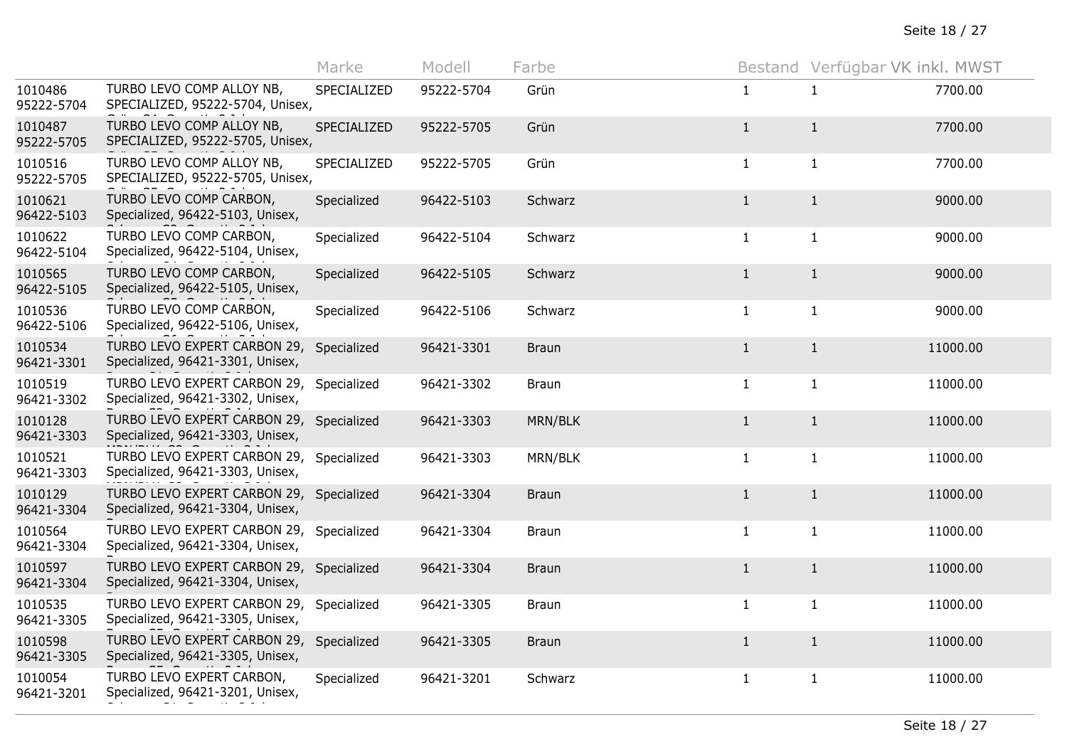| | | Marke | Modell | Farbe | Bestand | Verfügbar | VK inkl. MWST |
|---|---|---|---|---|---|---|---|
| 1010486 95222-5704 | TURBO LEVO COMP ALLOY NB, SPECIALIZED, 95222-5704, Unisex, | SPECIALIZED | 95222-5704 | Grün | 1 | 1 | 7700.00 |
| 1010487 95222-5705 | TURBO LEVO COMP ALLOY NB, SPECIALIZED, 95222-5705, Unisex, | SPECIALIZED | 95222-5705 | Grün | 1 | 1 | 7700.00 |
| 1010516 95222-5705 | TURBO LEVO COMP ALLOY NB, SPECIALIZED, 95222-5705, Unisex, | SPECIALIZED | 95222-5705 | Grün | 1 | 1 | 7700.00 |
| 1010621 96422-5103 | TURBO LEVO COMP CARBON, Specialized, 96422-5103, Unisex, | Specialized | 96422-5103 | Schwarz | 1 | 1 | 9000.00 |
| 1010622 96422-5104 | TURBO LEVO COMP CARBON, Specialized, 96422-5104, Unisex, | Specialized | 96422-5104 | Schwarz | 1 | 1 | 9000.00 |
| 1010565 96422-5105 | TURBO LEVO COMP CARBON, Specialized, 96422-5105, Unisex, | Specialized | 96422-5105 | Schwarz | 1 | 1 | 9000.00 |
| 1010536 96422-5106 | TURBO LEVO COMP CARBON, Specialized, 96422-5106, Unisex, | Specialized | 96422-5106 | Schwarz | 1 | 1 | 9000.00 |
| 1010534 96421-3301 | TURBO LEVO EXPERT CARBON 29, Specialized, 96421-3301, Unisex, | Specialized | 96421-3301 | Braun | 1 | 1 | 11000.00 |
| 1010519 96421-3302 | TURBO LEVO EXPERT CARBON 29, Specialized, 96421-3302, Unisex, | Specialized | 96421-3302 | Braun | 1 | 1 | 11000.00 |
| 1010128 96421-3303 | TURBO LEVO EXPERT CARBON 29, Specialized, 96421-3303, Unisex, | Specialized | 96421-3303 | MRN/BLK | 1 | 1 | 11000.00 |
| 1010521 96421-3303 | TURBO LEVO EXPERT CARBON 29, Specialized, 96421-3303, Unisex, | Specialized | 96421-3303 | MRN/BLK | 1 | 1 | 11000.00 |
| 1010129 96421-3304 | TURBO LEVO EXPERT CARBON 29, Specialized, 96421-3304, Unisex, | Specialized | 96421-3304 | Braun | 1 | 1 | 11000.00 |
| 1010564 96421-3304 | TURBO LEVO EXPERT CARBON 29, Specialized, 96421-3304, Unisex, | Specialized | 96421-3304 | Braun | 1 | 1 | 11000.00 |
| 1010597 96421-3304 | TURBO LEVO EXPERT CARBON 29, Specialized, 96421-3304, Unisex, | Specialized | 96421-3304 | Braun | 1 | 1 | 11000.00 |
| 1010535 96421-3305 | TURBO LEVO EXPERT CARBON 29, Specialized, 96421-3305, Unisex, | Specialized | 96421-3305 | Braun | 1 | 1 | 11000.00 |
| 1010598 96421-3305 | TURBO LEVO EXPERT CARBON 29, Specialized, 96421-3305, Unisex, | Specialized | 96421-3305 | Braun | 1 | 1 | 11000.00 |
| 1010054 96421-3201 | TURBO LEVO EXPERT CARBON, Specialized, 96421-3201, Unisex, | Specialized | 96421-3201 | Schwarz | 1 | 1 | 11000.00 |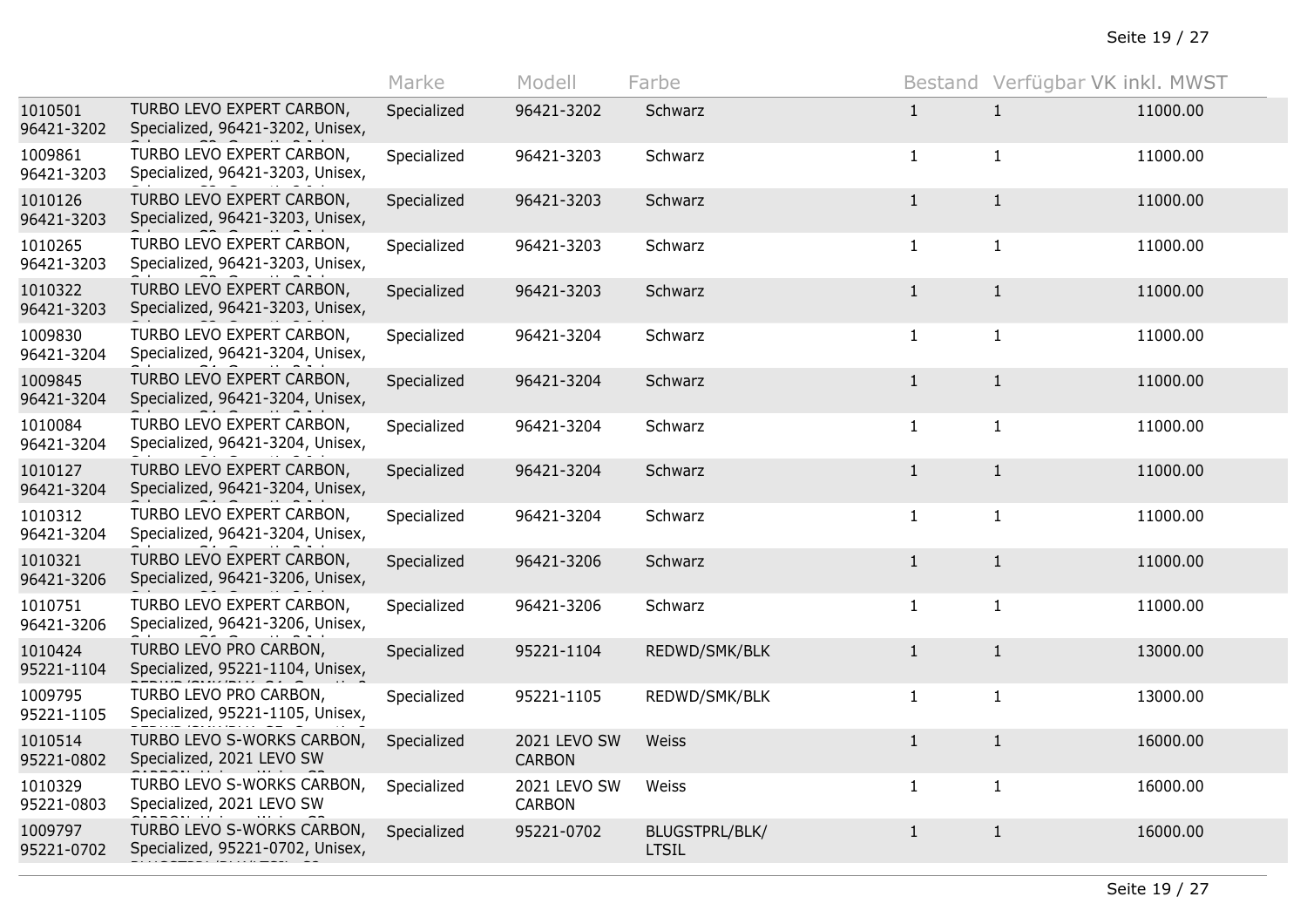| | | Marke | Modell | Farbe | Bestand | Verfügbar | VK inkl. MWST |
|---|---|---|---|---|---|---|---|
| 1010501 96421-3202 | TURBO LEVO EXPERT CARBON, Specialized, 96421-3202, Unisex, | Specialized | 96421-3202 | Schwarz | 1 | 1 | 11000.00 |
| 1009861 96421-3203 | TURBO LEVO EXPERT CARBON, Specialized, 96421-3203, Unisex, | Specialized | 96421-3203 | Schwarz | 1 | 1 | 11000.00 |
| 1010126 96421-3203 | TURBO LEVO EXPERT CARBON, Specialized, 96421-3203, Unisex, | Specialized | 96421-3203 | Schwarz | 1 | 1 | 11000.00 |
| 1010265 96421-3203 | TURBO LEVO EXPERT CARBON, Specialized, 96421-3203, Unisex, | Specialized | 96421-3203 | Schwarz | 1 | 1 | 11000.00 |
| 1010322 96421-3203 | TURBO LEVO EXPERT CARBON, Specialized, 96421-3203, Unisex, | Specialized | 96421-3203 | Schwarz | 1 | 1 | 11000.00 |
| 1009830 96421-3204 | TURBO LEVO EXPERT CARBON, Specialized, 96421-3204, Unisex, | Specialized | 96421-3204 | Schwarz | 1 | 1 | 11000.00 |
| 1009845 96421-3204 | TURBO LEVO EXPERT CARBON, Specialized, 96421-3204, Unisex, | Specialized | 96421-3204 | Schwarz | 1 | 1 | 11000.00 |
| 1010084 96421-3204 | TURBO LEVO EXPERT CARBON, Specialized, 96421-3204, Unisex, | Specialized | 96421-3204 | Schwarz | 1 | 1 | 11000.00 |
| 1010127 96421-3204 | TURBO LEVO EXPERT CARBON, Specialized, 96421-3204, Unisex, | Specialized | 96421-3204 | Schwarz | 1 | 1 | 11000.00 |
| 1010312 96421-3204 | TURBO LEVO EXPERT CARBON, Specialized, 96421-3204, Unisex, | Specialized | 96421-3204 | Schwarz | 1 | 1 | 11000.00 |
| 1010321 96421-3206 | TURBO LEVO EXPERT CARBON, Specialized, 96421-3206, Unisex, | Specialized | 96421-3206 | Schwarz | 1 | 1 | 11000.00 |
| 1010751 96421-3206 | TURBO LEVO EXPERT CARBON, Specialized, 96421-3206, Unisex, | Specialized | 96421-3206 | Schwarz | 1 | 1 | 11000.00 |
| 1010424 95221-1104 | TURBO LEVO PRO CARBON, Specialized, 95221-1104, Unisex, | Specialized | 95221-1104 | REDWD/SMK/BLK | 1 | 1 | 13000.00 |
| 1009795 95221-1105 | TURBO LEVO PRO CARBON, Specialized, 95221-1105, Unisex, | Specialized | 95221-1105 | REDWD/SMK/BLK | 1 | 1 | 13000.00 |
| 1010514 95221-0802 | TURBO LEVO S-WORKS CARBON, Specialized, 2021 LEVO SW | Specialized | 2021 LEVO SW CARBON | Weiss | 1 | 1 | 16000.00 |
| 1010329 95221-0803 | TURBO LEVO S-WORKS CARBON, Specialized, 2021 LEVO SW | Specialized | 2021 LEVO SW CARBON | Weiss | 1 | 1 | 16000.00 |
| 1009797 95221-0702 | TURBO LEVO S-WORKS CARBON, Specialized, 95221-0702, Unisex, | Specialized | 95221-0702 | BLUGSTPRL/BLK/LTSIL | 1 | 1 | 16000.00 |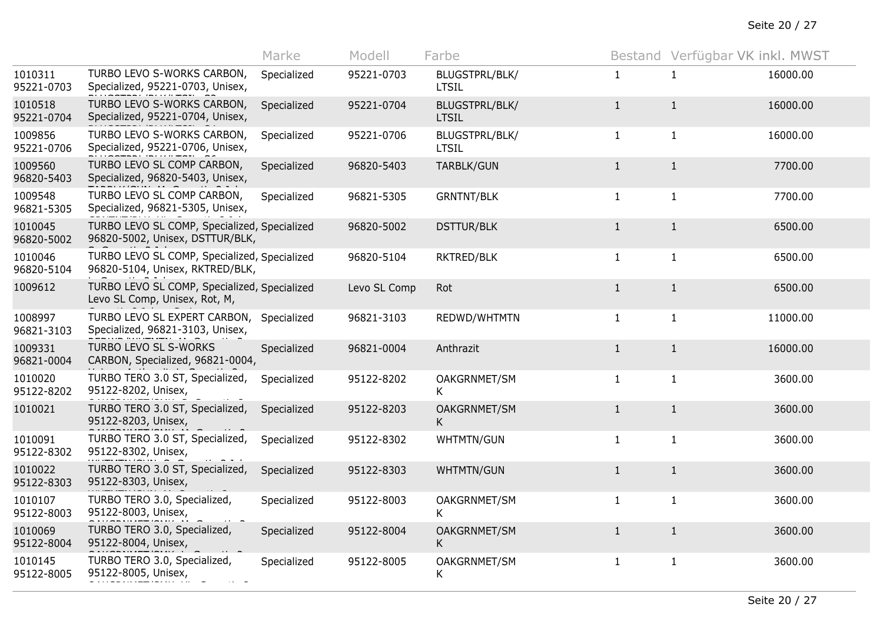| | | Marke | Modell | Farbe | Bestand | Verfügbar | VK inkl. MWST |
|---|---|---|---|---|---|---|---|
| 1010311 95221-0703 | TURBO LEVO S-WORKS CARBON, Specialized, 95221-0703, Unisex, | Specialized | 95221-0703 | BLUGSTPRL/BLK/ LTSIL | 1 | 1 | 16000.00 |
| 1010518 95221-0704 | TURBO LEVO S-WORKS CARBON, Specialized, 95221-0704, Unisex, | Specialized | 95221-0704 | BLUGSTPRL/BLK/ LTSIL | 1 | 1 | 16000.00 |
| 1009856 95221-0706 | TURBO LEVO S-WORKS CARBON, Specialized, 95221-0706, Unisex, | Specialized | 95221-0706 | BLUGSTPRL/BLK/ LTSIL | 1 | 1 | 16000.00 |
| 1009560 96820-5403 | TURBO LEVO SL COMP CARBON, Specialized, 96820-5403, Unisex, | Specialized | 96820-5403 | TARBLK/GUN | 1 | 1 | 7700.00 |
| 1009548 96821-5305 | TURBO LEVO SL COMP CARBON, Specialized, 96821-5305, Unisex, | Specialized | 96821-5305 | GRNTNT/BLK | 1 | 1 | 7700.00 |
| 1010045 96820-5002 | TURBO LEVO SL COMP, Specialized, 96820-5002, Unisex, DSTTUR/BLK, | Specialized | 96820-5002 | DSTTUR/BLK | 1 | 1 | 6500.00 |
| 1010046 96820-5104 | TURBO LEVO SL COMP, Specialized, 96820-5104, Unisex, RKTRED/BLK, | Specialized | 96820-5104 | RKTRED/BLK | 1 | 1 | 6500.00 |
| 1009612 | TURBO LEVO SL COMP, Specialized, Levo SL Comp, Unisex, Rot, M, | Specialized | Levo SL Comp | Rot | 1 | 1 | 6500.00 |
| 1008997 96821-3103 | TURBO LEVO SL EXPERT CARBON, Specialized, 96821-3103, Unisex, | Specialized | 96821-3103 | REDWD/WHTMTN | 1 | 1 | 11000.00 |
| 1009331 96821-0004 | TURBO LEVO SL S-WORKS CARBON, Specialized, 96821-0004, | Specialized | 96821-0004 | Anthrazit | 1 | 1 | 16000.00 |
| 1010020 95122-8202 | TURBO TERO 3.0 ST, Specialized, 95122-8202, Unisex, | Specialized | 95122-8202 | OAKGRNMET/SM K | 1 | 1 | 3600.00 |
| 1010021 | TURBO TERO 3.0 ST, Specialized, 95122-8203, Unisex, | Specialized | 95122-8203 | OAKGRNMET/SM K | 1 | 1 | 3600.00 |
| 1010091 95122-8302 | TURBO TERO 3.0 ST, Specialized, 95122-8302, Unisex, | Specialized | 95122-8302 | WHTMTN/GUN | 1 | 1 | 3600.00 |
| 1010022 95122-8303 | TURBO TERO 3.0 ST, Specialized, 95122-8303, Unisex, | Specialized | 95122-8303 | WHTMTN/GUN | 1 | 1 | 3600.00 |
| 1010107 95122-8003 | TURBO TERO 3.0, Specialized, 95122-8003, Unisex, | Specialized | 95122-8003 | OAKGRNMET/SM K | 1 | 1 | 3600.00 |
| 1010069 95122-8004 | TURBO TERO 3.0, Specialized, 95122-8004, Unisex, | Specialized | 95122-8004 | OAKGRNMET/SM K | 1 | 1 | 3600.00 |
| 1010145 95122-8005 | TURBO TERO 3.0, Specialized, 95122-8005, Unisex, | Specialized | 95122-8005 | OAKGRNMET/SM K | 1 | 1 | 3600.00 |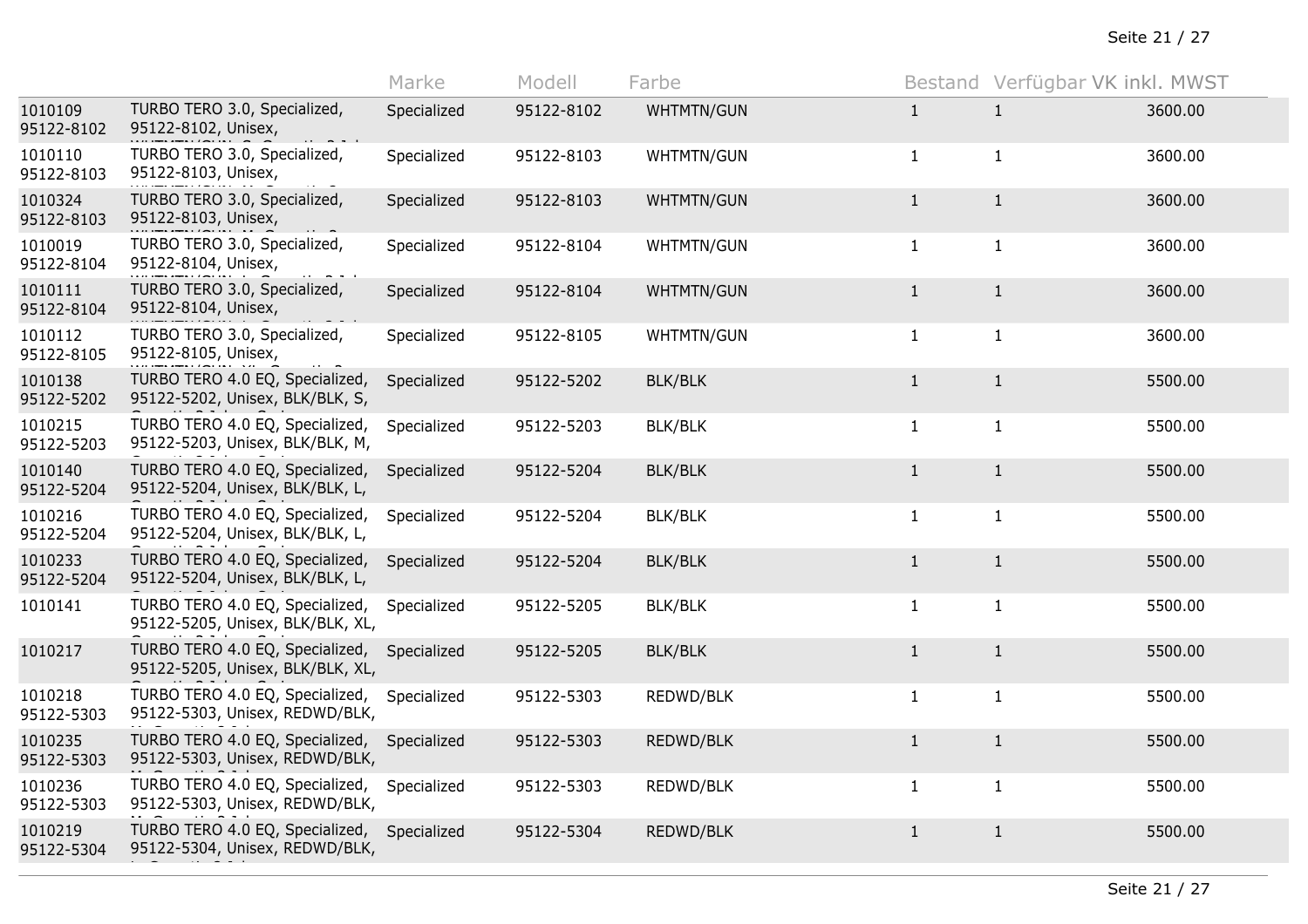| | | Marke | Modell | Farbe | Bestand | Verfügbar | VK inkl. MWST |
|---|---|---|---|---|---|---|---|
| 1010109 95122-8102 | TURBO TERO 3.0, Specialized, 95122-8102, Unisex, | Specialized | 95122-8102 | WHTMTN/GUN | 1 | 1 | 3600.00 |
| 1010110 95122-8103 | TURBO TERO 3.0, Specialized, 95122-8103, Unisex, | Specialized | 95122-8103 | WHTMTN/GUN | 1 | 1 | 3600.00 |
| 1010324 95122-8103 | TURBO TERO 3.0, Specialized, 95122-8103, Unisex, | Specialized | 95122-8103 | WHTMTN/GUN | 1 | 1 | 3600.00 |
| 1010019 95122-8104 | TURBO TERO 3.0, Specialized, 95122-8104, Unisex, | Specialized | 95122-8104 | WHTMTN/GUN | 1 | 1 | 3600.00 |
| 1010111 95122-8104 | TURBO TERO 3.0, Specialized, 95122-8104, Unisex, | Specialized | 95122-8104 | WHTMTN/GUN | 1 | 1 | 3600.00 |
| 1010112 95122-8105 | TURBO TERO 3.0, Specialized, 95122-8105, Unisex, | Specialized | 95122-8105 | WHTMTN/GUN | 1 | 1 | 3600.00 |
| 1010138 95122-5202 | TURBO TERO 4.0 EQ, Specialized, 95122-5202, Unisex, BLK/BLK, S, | Specialized | 95122-5202 | BLK/BLK | 1 | 1 | 5500.00 |
| 1010215 95122-5203 | TURBO TERO 4.0 EQ, Specialized, 95122-5203, Unisex, BLK/BLK, M, | Specialized | 95122-5203 | BLK/BLK | 1 | 1 | 5500.00 |
| 1010140 95122-5204 | TURBO TERO 4.0 EQ, Specialized, 95122-5204, Unisex, BLK/BLK, L, | Specialized | 95122-5204 | BLK/BLK | 1 | 1 | 5500.00 |
| 1010216 95122-5204 | TURBO TERO 4.0 EQ, Specialized, 95122-5204, Unisex, BLK/BLK, L, | Specialized | 95122-5204 | BLK/BLK | 1 | 1 | 5500.00 |
| 1010233 95122-5204 | TURBO TERO 4.0 EQ, Specialized, 95122-5204, Unisex, BLK/BLK, L, | Specialized | 95122-5204 | BLK/BLK | 1 | 1 | 5500.00 |
| 1010141 | TURBO TERO 4.0 EQ, Specialized, 95122-5205, Unisex, BLK/BLK, XL, | Specialized | 95122-5205 | BLK/BLK | 1 | 1 | 5500.00 |
| 1010217 | TURBO TERO 4.0 EQ, Specialized, 95122-5205, Unisex, BLK/BLK, XL, | Specialized | 95122-5205 | BLK/BLK | 1 | 1 | 5500.00 |
| 1010218 95122-5303 | TURBO TERO 4.0 EQ, Specialized, 95122-5303, Unisex, REDWD/BLK, | Specialized | 95122-5303 | REDWD/BLK | 1 | 1 | 5500.00 |
| 1010235 95122-5303 | TURBO TERO 4.0 EQ, Specialized, 95122-5303, Unisex, REDWD/BLK, | Specialized | 95122-5303 | REDWD/BLK | 1 | 1 | 5500.00 |
| 1010236 95122-5303 | TURBO TERO 4.0 EQ, Specialized, 95122-5303, Unisex, REDWD/BLK, | Specialized | 95122-5303 | REDWD/BLK | 1 | 1 | 5500.00 |
| 1010219 95122-5304 | TURBO TERO 4.0 EQ, Specialized, 95122-5304, Unisex, REDWD/BLK, | Specialized | 95122-5304 | REDWD/BLK | 1 | 1 | 5500.00 |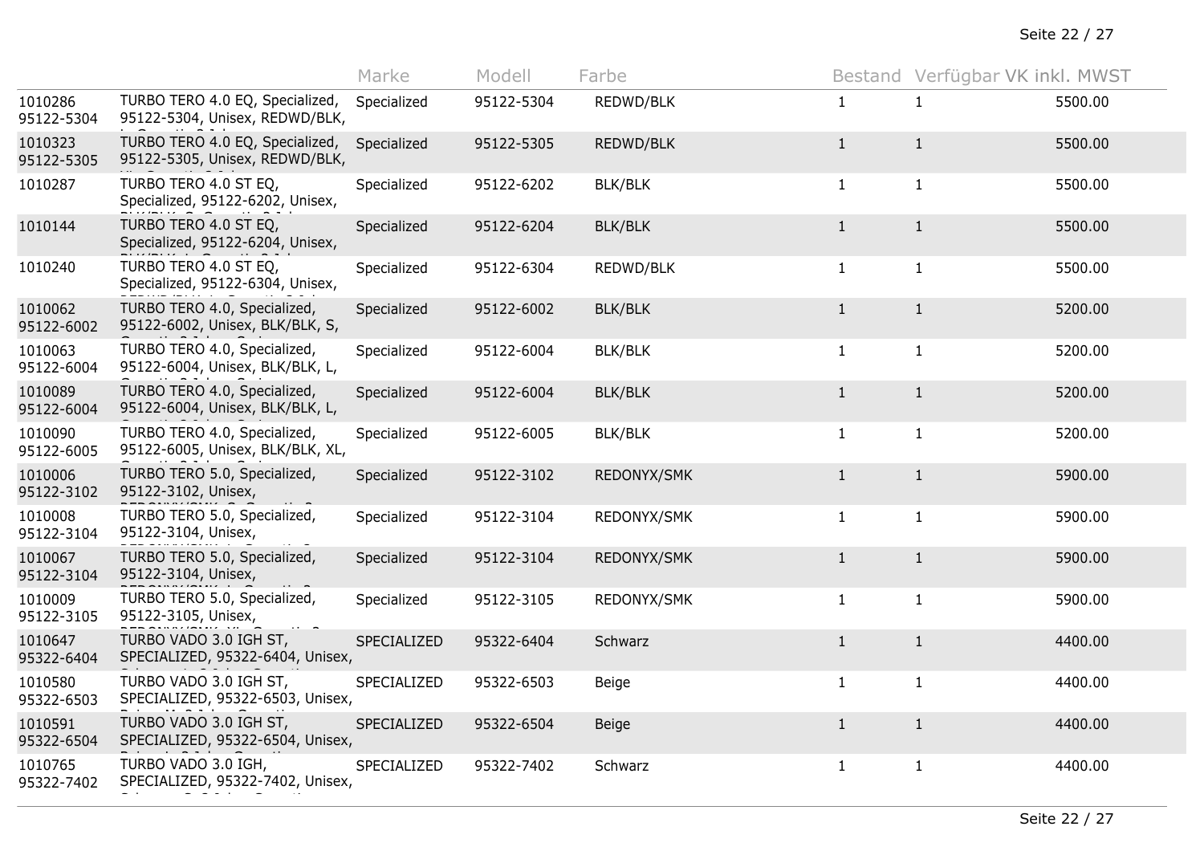| | | Marke | Modell | Farbe | Bestand | Verfügbar | VK inkl. MWST |
|---|---|---|---|---|---|---|---|
| 1010286 95122-5304 | TURBO TERO 4.0 EQ, Specialized, 95122-5304, Unisex, REDWD/BLK, | Specialized | 95122-5304 | REDWD/BLK | 1 | 1 | 5500.00 |
| 1010323 95122-5305 | TURBO TERO 4.0 EQ, Specialized, 95122-5305, Unisex, REDWD/BLK, | Specialized | 95122-5305 | REDWD/BLK | 1 | 1 | 5500.00 |
| 1010287 | TURBO TERO 4.0 ST EQ, Specialized, 95122-6202, Unisex, | Specialized | 95122-6202 | BLK/BLK | 1 | 1 | 5500.00 |
| 1010144 | TURBO TERO 4.0 ST EQ, Specialized, 95122-6204, Unisex, | Specialized | 95122-6204 | BLK/BLK | 1 | 1 | 5500.00 |
| 1010240 | TURBO TERO 4.0 ST EQ, Specialized, 95122-6304, Unisex, | Specialized | 95122-6304 | REDWD/BLK | 1 | 1 | 5500.00 |
| 1010062 95122-6002 | TURBO TERO 4.0, Specialized, 95122-6002, Unisex, BLK/BLK, S, | Specialized | 95122-6002 | BLK/BLK | 1 | 1 | 5200.00 |
| 1010063 95122-6004 | TURBO TERO 4.0, Specialized, 95122-6004, Unisex, BLK/BLK, L, | Specialized | 95122-6004 | BLK/BLK | 1 | 1 | 5200.00 |
| 1010089 95122-6004 | TURBO TERO 4.0, Specialized, 95122-6004, Unisex, BLK/BLK, L, | Specialized | 95122-6004 | BLK/BLK | 1 | 1 | 5200.00 |
| 1010090 95122-6005 | TURBO TERO 4.0, Specialized, 95122-6005, Unisex, BLK/BLK, XL, | Specialized | 95122-6005 | BLK/BLK | 1 | 1 | 5200.00 |
| 1010006 95122-3102 | TURBO TERO 5.0, Specialized, 95122-3102, Unisex, | Specialized | 95122-3102 | REDONYX/SMK | 1 | 1 | 5900.00 |
| 1010008 95122-3104 | TURBO TERO 5.0, Specialized, 95122-3104, Unisex, | Specialized | 95122-3104 | REDONYX/SMK | 1 | 1 | 5900.00 |
| 1010067 95122-3104 | TURBO TERO 5.0, Specialized, 95122-3104, Unisex, | Specialized | 95122-3104 | REDONYX/SMK | 1 | 1 | 5900.00 |
| 1010009 95122-3105 | TURBO TERO 5.0, Specialized, 95122-3105, Unisex, | Specialized | 95122-3105 | REDONYX/SMK | 1 | 1 | 5900.00 |
| 1010647 95322-6404 | TURBO VADO 3.0 IGH ST, SPECIALIZED, 95322-6404, Unisex, | SPECIALIZED | 95322-6404 | Schwarz | 1 | 1 | 4400.00 |
| 1010580 95322-6503 | TURBO VADO 3.0 IGH ST, SPECIALIZED, 95322-6503, Unisex, | SPECIALIZED | 95322-6503 | Beige | 1 | 1 | 4400.00 |
| 1010591 95322-6504 | TURBO VADO 3.0 IGH ST, SPECIALIZED, 95322-6504, Unisex, | SPECIALIZED | 95322-6504 | Beige | 1 | 1 | 4400.00 |
| 1010765 95322-7402 | TURBO VADO 3.0 IGH, SPECIALIZED, 95322-7402, Unisex, | SPECIALIZED | 95322-7402 | Schwarz | 1 | 1 | 4400.00 |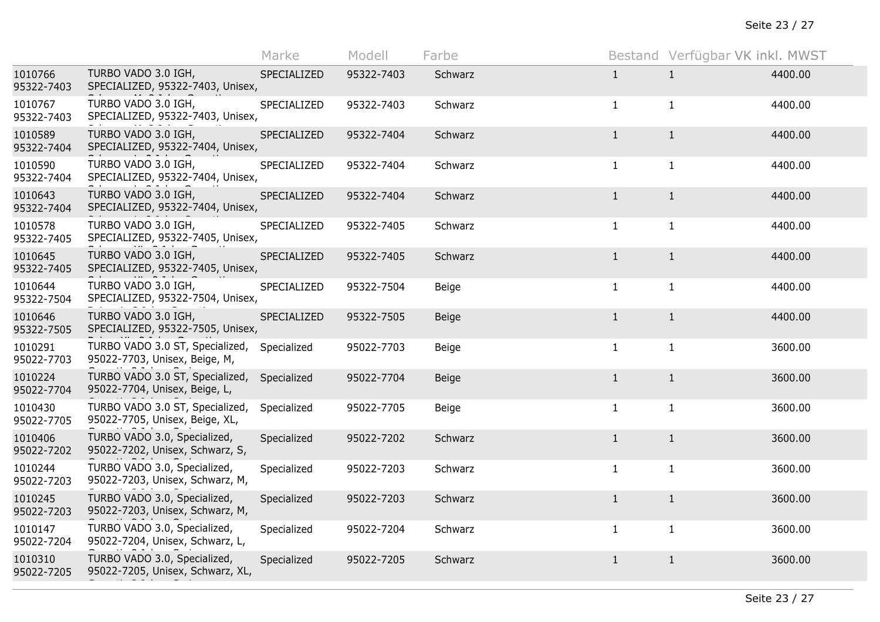| | | Marke | Modell | Farbe | Bestand | Verfügbar | VK inkl. MWST |
|---|---|---|---|---|---|---|---|
| 1010766 95322-7403 | TURBO VADO 3.0 IGH, SPECIALIZED, 95322-7403, Unisex, | SPECIALIZED | 95322-7403 | Schwarz | 1 | 1 | 4400.00 |
| 1010767 95322-7403 | TURBO VADO 3.0 IGH, SPECIALIZED, 95322-7403, Unisex, | SPECIALIZED | 95322-7403 | Schwarz | 1 | 1 | 4400.00 |
| 1010589 95322-7404 | TURBO VADO 3.0 IGH, SPECIALIZED, 95322-7404, Unisex, | SPECIALIZED | 95322-7404 | Schwarz | 1 | 1 | 4400.00 |
| 1010590 95322-7404 | TURBO VADO 3.0 IGH, SPECIALIZED, 95322-7404, Unisex, | SPECIALIZED | 95322-7404 | Schwarz | 1 | 1 | 4400.00 |
| 1010643 95322-7404 | TURBO VADO 3.0 IGH, SPECIALIZED, 95322-7404, Unisex, | SPECIALIZED | 95322-7404 | Schwarz | 1 | 1 | 4400.00 |
| 1010578 95322-7405 | TURBO VADO 3.0 IGH, SPECIALIZED, 95322-7405, Unisex, | SPECIALIZED | 95322-7405 | Schwarz | 1 | 1 | 4400.00 |
| 1010645 95322-7405 | TURBO VADO 3.0 IGH, SPECIALIZED, 95322-7405, Unisex, | SPECIALIZED | 95322-7405 | Schwarz | 1 | 1 | 4400.00 |
| 1010644 95322-7504 | TURBO VADO 3.0 IGH, SPECIALIZED, 95322-7504, Unisex, | SPECIALIZED | 95322-7504 | Beige | 1 | 1 | 4400.00 |
| 1010646 95322-7505 | TURBO VADO 3.0 IGH, SPECIALIZED, 95322-7505, Unisex, | SPECIALIZED | 95322-7505 | Beige | 1 | 1 | 4400.00 |
| 1010291 95022-7703 | TURBO VADO 3.0 ST, Specialized, 95022-7703, Unisex, Beige, M, | Specialized | 95022-7703 | Beige | 1 | 1 | 3600.00 |
| 1010224 95022-7704 | TURBO VADO 3.0 ST, Specialized, 95022-7704, Unisex, Beige, L, | Specialized | 95022-7704 | Beige | 1 | 1 | 3600.00 |
| 1010430 95022-7705 | TURBO VADO 3.0 ST, Specialized, 95022-7705, Unisex, Beige, XL, | Specialized | 95022-7705 | Beige | 1 | 1 | 3600.00 |
| 1010406 95022-7202 | TURBO VADO 3.0, Specialized, 95022-7202, Unisex, Schwarz, S, | Specialized | 95022-7202 | Schwarz | 1 | 1 | 3600.00 |
| 1010244 95022-7203 | TURBO VADO 3.0, Specialized, 95022-7203, Unisex, Schwarz, M, | Specialized | 95022-7203 | Schwarz | 1 | 1 | 3600.00 |
| 1010245 95022-7203 | TURBO VADO 3.0, Specialized, 95022-7203, Unisex, Schwarz, M, | Specialized | 95022-7203 | Schwarz | 1 | 1 | 3600.00 |
| 1010147 95022-7204 | TURBO VADO 3.0, Specialized, 95022-7204, Unisex, Schwarz, L, | Specialized | 95022-7204 | Schwarz | 1 | 1 | 3600.00 |
| 1010310 95022-7205 | TURBO VADO 3.0, Specialized, 95022-7205, Unisex, Schwarz, XL, | Specialized | 95022-7205 | Schwarz | 1 | 1 | 3600.00 |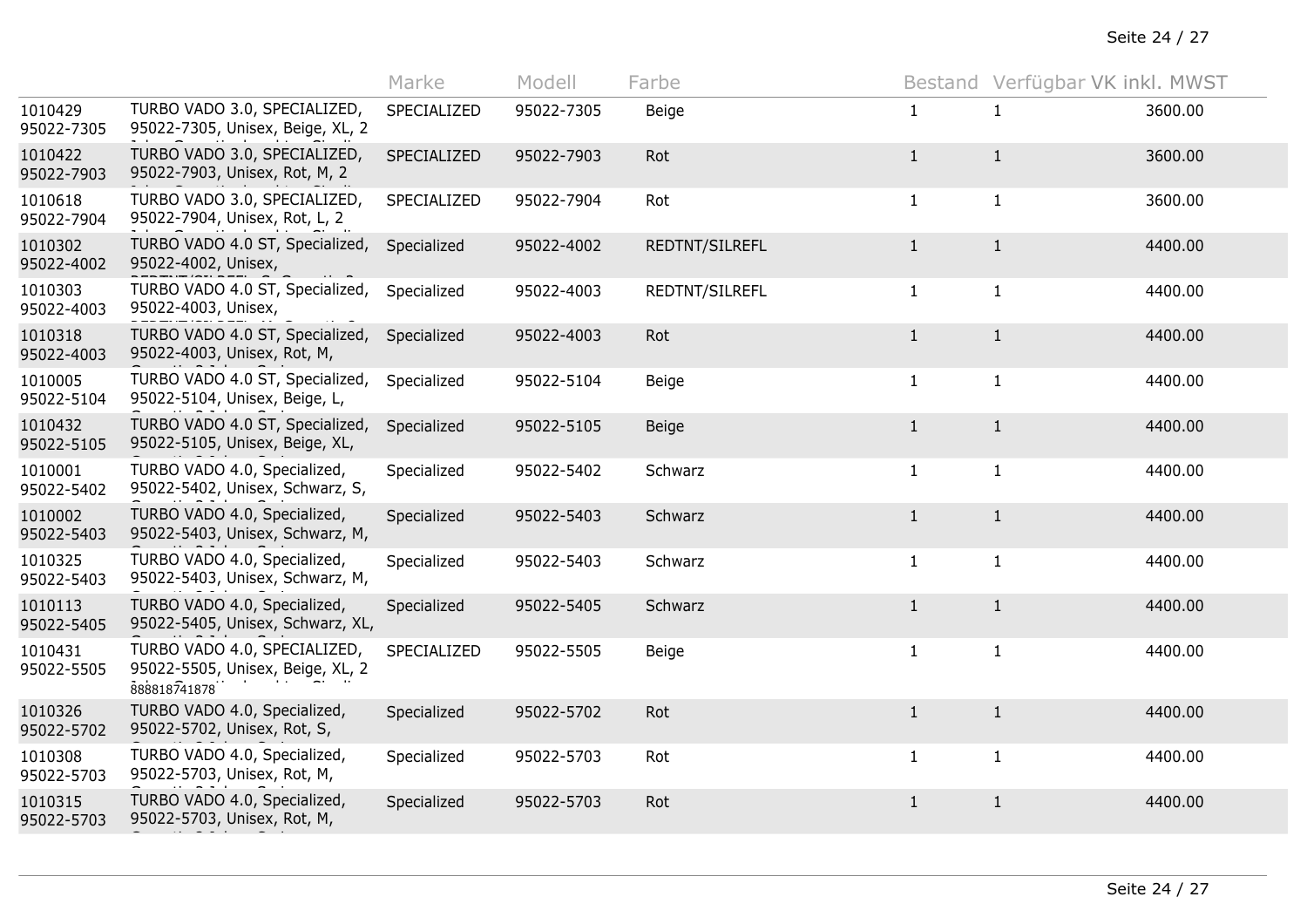| | | Marke | Modell | Farbe | Bestand | Verfügbar | VK inkl. MWST |
|---|---|---|---|---|---|---|---|
| 1010429 95022-7305 | TURBO VADO 3.0, SPECIALIZED, 95022-7305, Unisex, Beige, XL, 2 | SPECIALIZED | 95022-7305 | Beige | 1 | 1 | 3600.00 |
| 1010422 95022-7903 | TURBO VADO 3.0, SPECIALIZED, 95022-7903, Unisex, Rot, M, 2 | SPECIALIZED | 95022-7903 | Rot | 1 | 1 | 3600.00 |
| 1010618 95022-7904 | TURBO VADO 3.0, SPECIALIZED, 95022-7904, Unisex, Rot, L, 2 | SPECIALIZED | 95022-7904 | Rot | 1 | 1 | 3600.00 |
| 1010302 95022-4002 | TURBO VADO 4.0 ST, Specialized, 95022-4002, Unisex, | Specialized | 95022-4002 | REDTNT/SILREFL | 1 | 1 | 4400.00 |
| 1010303 95022-4003 | TURBO VADO 4.0 ST, Specialized, 95022-4003, Unisex, | Specialized | 95022-4003 | REDTNT/SILREFL | 1 | 1 | 4400.00 |
| 1010318 95022-4003 | TURBO VADO 4.0 ST, Specialized, 95022-4003, Unisex, Rot, M, | Specialized | 95022-4003 | Rot | 1 | 1 | 4400.00 |
| 1010005 95022-5104 | TURBO VADO 4.0 ST, Specialized, 95022-5104, Unisex, Beige, L, | Specialized | 95022-5104 | Beige | 1 | 1 | 4400.00 |
| 1010432 95022-5105 | TURBO VADO 4.0 ST, Specialized, 95022-5105, Unisex, Beige, XL, | Specialized | 95022-5105 | Beige | 1 | 1 | 4400.00 |
| 1010001 95022-5402 | TURBO VADO 4.0, Specialized, 95022-5402, Unisex, Schwarz, S, | Specialized | 95022-5402 | Schwarz | 1 | 1 | 4400.00 |
| 1010002 95022-5403 | TURBO VADO 4.0, Specialized, 95022-5403, Unisex, Schwarz, M, | Specialized | 95022-5403 | Schwarz | 1 | 1 | 4400.00 |
| 1010325 95022-5403 | TURBO VADO 4.0, Specialized, 95022-5403, Unisex, Schwarz, M, | Specialized | 95022-5403 | Schwarz | 1 | 1 | 4400.00 |
| 1010113 95022-5405 | TURBO VADO 4.0, Specialized, 95022-5405, Unisex, Schwarz, XL, | Specialized | 95022-5405 | Schwarz | 1 | 1 | 4400.00 |
| 1010431 95022-5505 | TURBO VADO 4.0, SPECIALIZED, 95022-5505, Unisex, Beige, XL, 2 888818741878 | SPECIALIZED | 95022-5505 | Beige | 1 | 1 | 4400.00 |
| 1010326 95022-5702 | TURBO VADO 4.0, Specialized, 95022-5702, Unisex, Rot, S, | Specialized | 95022-5702 | Rot | 1 | 1 | 4400.00 |
| 1010308 95022-5703 | TURBO VADO 4.0, Specialized, 95022-5703, Unisex, Rot, M, | Specialized | 95022-5703 | Rot | 1 | 1 | 4400.00 |
| 1010315 95022-5703 | TURBO VADO 4.0, Specialized, 95022-5703, Unisex, Rot, M, | Specialized | 95022-5703 | Rot | 1 | 1 | 4400.00 |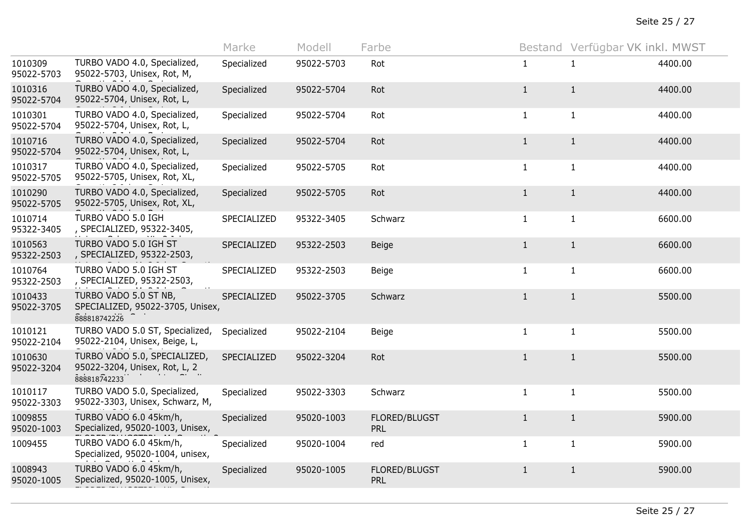| | | Marke | Modell | Farbe | Bestand | Verfügbar | VK inkl. MWST |
|---|---|---|---|---|---|---|---|
| 1010309<br>95022-5703 | TURBO VADO 4.0, Specialized, 95022-5703, Unisex, Rot, M, | Specialized | 95022-5703 | Rot | 1 | 1 | 4400.00 |
| 1010316<br>95022-5704 | TURBO VADO 4.0, Specialized, 95022-5704, Unisex, Rot, L, | Specialized | 95022-5704 | Rot | 1 | 1 | 4400.00 |
| 1010301<br>95022-5704 | TURBO VADO 4.0, Specialized, 95022-5704, Unisex, Rot, L, | Specialized | 95022-5704 | Rot | 1 | 1 | 4400.00 |
| 1010716<br>95022-5704 | TURBO VADO 4.0, Specialized, 95022-5704, Unisex, Rot, L, | Specialized | 95022-5704 | Rot | 1 | 1 | 4400.00 |
| 1010317<br>95022-5705 | TURBO VADO 4.0, Specialized, 95022-5705, Unisex, Rot, XL, | Specialized | 95022-5705 | Rot | 1 | 1 | 4400.00 |
| 1010290<br>95022-5705 | TURBO VADO 4.0, Specialized, 95022-5705, Unisex, Rot, XL, | Specialized | 95022-5705 | Rot | 1 | 1 | 4400.00 |
| 1010714<br>95322-3405 | TURBO VADO 5.0 IGH<br>, SPECIALIZED, 95322-3405, | SPECIALIZED | 95322-3405 | Schwarz | 1 | 1 | 6600.00 |
| 1010563<br>95322-2503 | TURBO VADO 5.0 IGH ST<br>, SPECIALIZED, 95322-2503, | SPECIALIZED | 95322-2503 | Beige | 1 | 1 | 6600.00 |
| 1010764<br>95322-2503 | TURBO VADO 5.0 IGH ST<br>, SPECIALIZED, 95322-2503, | SPECIALIZED | 95322-2503 | Beige | 1 | 1 | 6600.00 |
| 1010433<br>95022-3705 | TURBO VADO 5.0 ST NB, SPECIALIZED, 95022-3705, Unisex,<br>888818742226 | SPECIALIZED | 95022-3705 | Schwarz | 1 | 1 | 5500.00 |
| 1010121<br>95022-2104 | TURBO VADO 5.0 ST, Specialized, 95022-2104, Unisex, Beige, L, | Specialized | 95022-2104 | Beige | 1 | 1 | 5500.00 |
| 1010630<br>95022-3204 | TURBO VADO 5.0, SPECIALIZED, 95022-3204, Unisex, Rot, L, 2<br>888818742233 | SPECIALIZED | 95022-3204 | Rot | 1 | 1 | 5500.00 |
| 1010117<br>95022-3303 | TURBO VADO 5.0, Specialized, 95022-3303, Unisex, Schwarz, M, | Specialized | 95022-3303 | Schwarz | 1 | 1 | 5500.00 |
| 1009855<br>95020-1003 | TURBO VADO 6.0 45km/h, Specialized, 95020-1003, Unisex, | Specialized | 95020-1003 | FLORED/BLUGST PRL | 1 | 1 | 5900.00 |
| 1009455 | TURBO VADO 6.0 45km/h, Specialized, 95020-1004, unisex, | Specialized | 95020-1004 | red | 1 | 1 | 5900.00 |
| 1008943<br>95020-1005 | TURBO VADO 6.0 45km/h, Specialized, 95020-1005, Unisex, | Specialized | 95020-1005 | FLORED/BLUGST PRL | 1 | 1 | 5900.00 |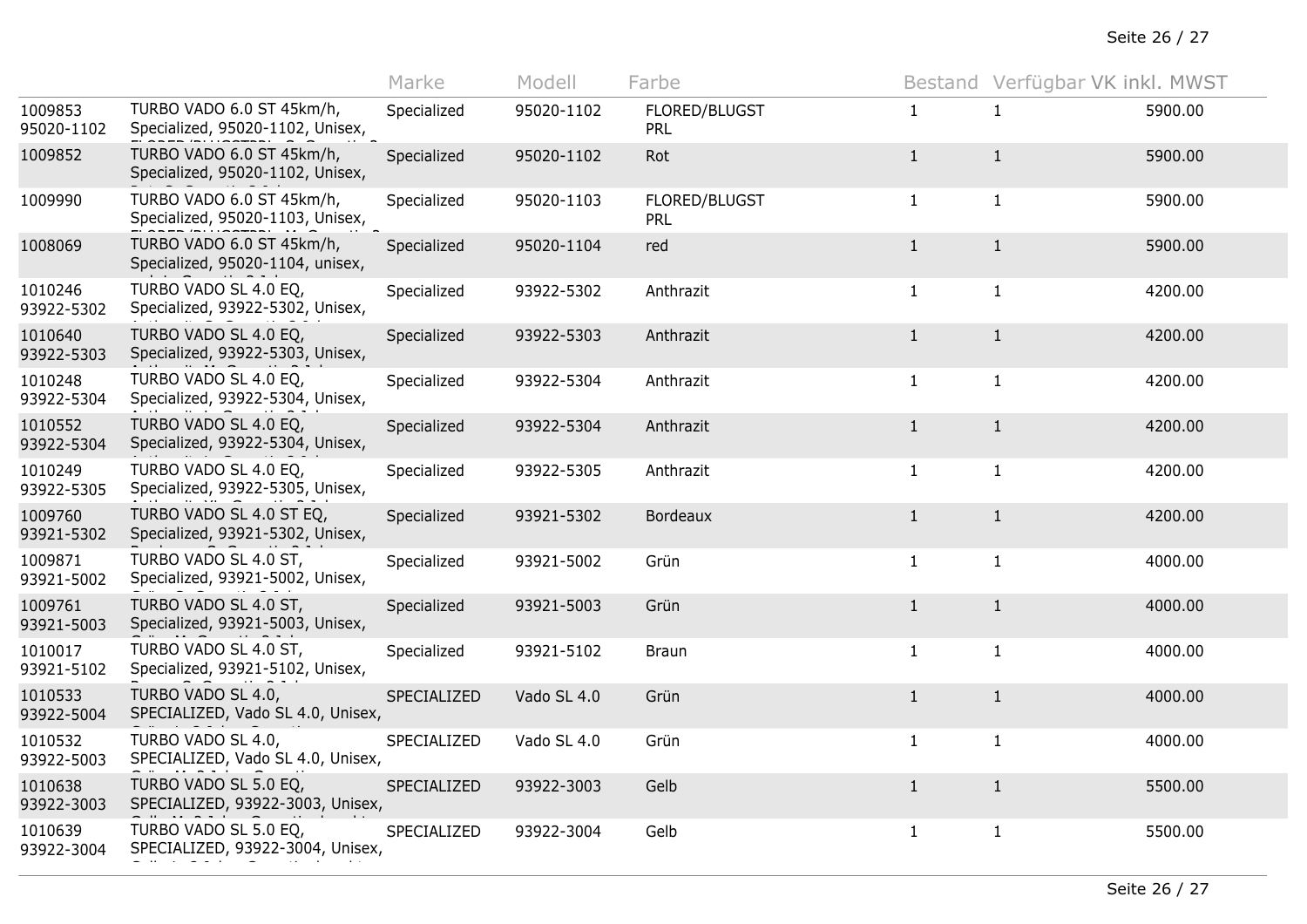| | | Marke | Modell | Farbe | Bestand | Verfügbar | VK inkl. MWST |
|---|---|---|---|---|---|---|---|
| 1009853 95020-1102 | TURBO VADO 6.0 ST 45km/h, Specialized, 95020-1102, Unisex, | Specialized | 95020-1102 | FLORED/BLUGST PRL | 1 | 1 | 5900.00 |
| 1009852 | TURBO VADO 6.0 ST 45km/h, Specialized, 95020-1102, Unisex, | Specialized | 95020-1102 | Rot | 1 | 1 | 5900.00 |
| 1009990 | TURBO VADO 6.0 ST 45km/h, Specialized, 95020-1103, Unisex, | Specialized | 95020-1103 | FLORED/BLUGST PRL | 1 | 1 | 5900.00 |
| 1008069 | TURBO VADO 6.0 ST 45km/h, Specialized, 95020-1104, unisex, | Specialized | 95020-1104 | red | 1 | 1 | 5900.00 |
| 1010246 93922-5302 | TURBO VADO SL 4.0 EQ, Specialized, 93922-5302, Unisex, | Specialized | 93922-5302 | Anthrazit | 1 | 1 | 4200.00 |
| 1010640 93922-5303 | TURBO VADO SL 4.0 EQ, Specialized, 93922-5303, Unisex, | Specialized | 93922-5303 | Anthrazit | 1 | 1 | 4200.00 |
| 1010248 93922-5304 | TURBO VADO SL 4.0 EQ, Specialized, 93922-5304, Unisex, | Specialized | 93922-5304 | Anthrazit | 1 | 1 | 4200.00 |
| 1010552 93922-5304 | TURBO VADO SL 4.0 EQ, Specialized, 93922-5304, Unisex, | Specialized | 93922-5304 | Anthrazit | 1 | 1 | 4200.00 |
| 1010249 93922-5305 | TURBO VADO SL 4.0 EQ, Specialized, 93922-5305, Unisex, | Specialized | 93922-5305 | Anthrazit | 1 | 1 | 4200.00 |
| 1009760 93921-5302 | TURBO VADO SL 4.0 ST EQ, Specialized, 93921-5302, Unisex, | Specialized | 93921-5302 | Bordeaux | 1 | 1 | 4200.00 |
| 1009871 93921-5002 | TURBO VADO SL 4.0 ST, Specialized, 93921-5002, Unisex, | Specialized | 93921-5002 | Grün | 1 | 1 | 4000.00 |
| 1009761 93921-5003 | TURBO VADO SL 4.0 ST, Specialized, 93921-5003, Unisex, | Specialized | 93921-5003 | Grün | 1 | 1 | 4000.00 |
| 1010017 93921-5102 | TURBO VADO SL 4.0 ST, Specialized, 93921-5102, Unisex, | Specialized | 93921-5102 | Braun | 1 | 1 | 4000.00 |
| 1010533 93922-5004 | TURBO VADO SL 4.0, SPECIALIZED, Vado SL 4.0, Unisex, | SPECIALIZED | Vado SL 4.0 | Grün | 1 | 1 | 4000.00 |
| 1010532 93922-5003 | TURBO VADO SL 4.0, SPECIALIZED, Vado SL 4.0, Unisex, | SPECIALIZED | Vado SL 4.0 | Grün | 1 | 1 | 4000.00 |
| 1010638 93922-3003 | TURBO VADO SL 5.0 EQ, SPECIALIZED, 93922-3003, Unisex, | SPECIALIZED | 93922-3003 | Gelb | 1 | 1 | 5500.00 |
| 1010639 93922-3004 | TURBO VADO SL 5.0 EQ, SPECIALIZED, 93922-3004, Unisex, | SPECIALIZED | 93922-3004 | Gelb | 1 | 1 | 5500.00 |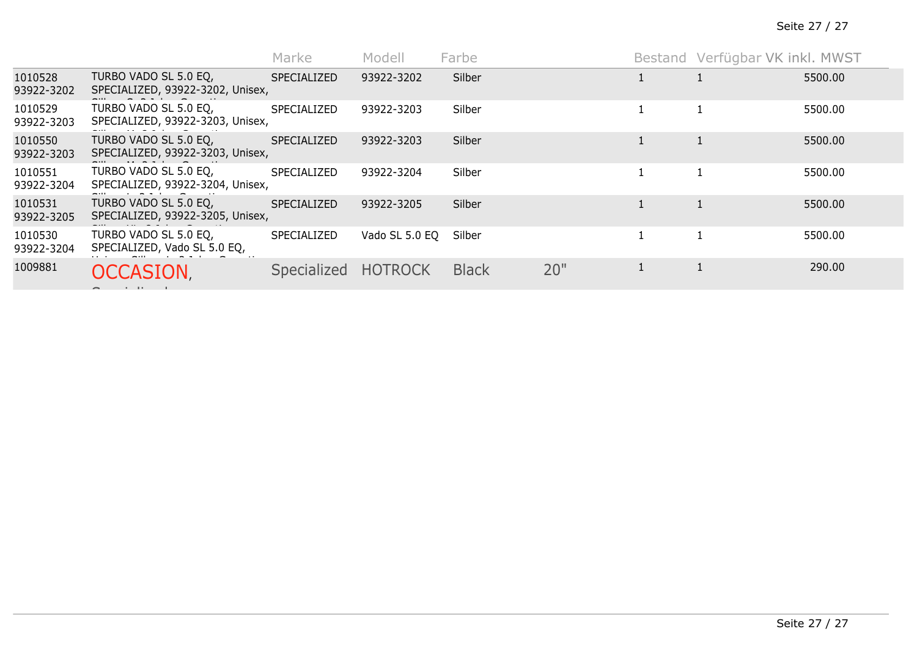| | | Marke | Modell | Farbe | | Bestand | Verfügbar | VK inkl. MWST |
|---|---|---|---|---|---|---|---|---|
| 1010528 93922-3202 | TURBO VADO SL 5.0 EQ, SPECIALIZED, 93922-3202, Unisex, | SPECIALIZED | 93922-3202 | Silber | | 1 | 1 | 5500.00 |
| 1010529 93922-3203 | TURBO VADO SL 5.0 EQ, SPECIALIZED, 93922-3203, Unisex, | SPECIALIZED | 93922-3203 | Silber | | 1 | 1 | 5500.00 |
| 1010550 93922-3203 | TURBO VADO SL 5.0 EQ, SPECIALIZED, 93922-3203, Unisex, | SPECIALIZED | 93922-3203 | Silber | | 1 | 1 | 5500.00 |
| 1010551 93922-3204 | TURBO VADO SL 5.0 EQ, SPECIALIZED, 93922-3204, Unisex, | SPECIALIZED | 93922-3204 | Silber | | 1 | 1 | 5500.00 |
| 1010531 93922-3205 | TURBO VADO SL 5.0 EQ, SPECIALIZED, 93922-3205, Unisex, | SPECIALIZED | 93922-3205 | Silber | | 1 | 1 | 5500.00 |
| 1010530 93922-3204 | TURBO VADO SL 5.0 EQ, SPECIALIZED, Vado SL 5.0 EQ, | SPECIALIZED | Vado SL 5.0 EQ | Silber | | 1 | 1 | 5500.00 |
| 1009881 | OCCASION, | Specialized | HOTROCK | Black | 20" | 1 | 1 | 290.00 |